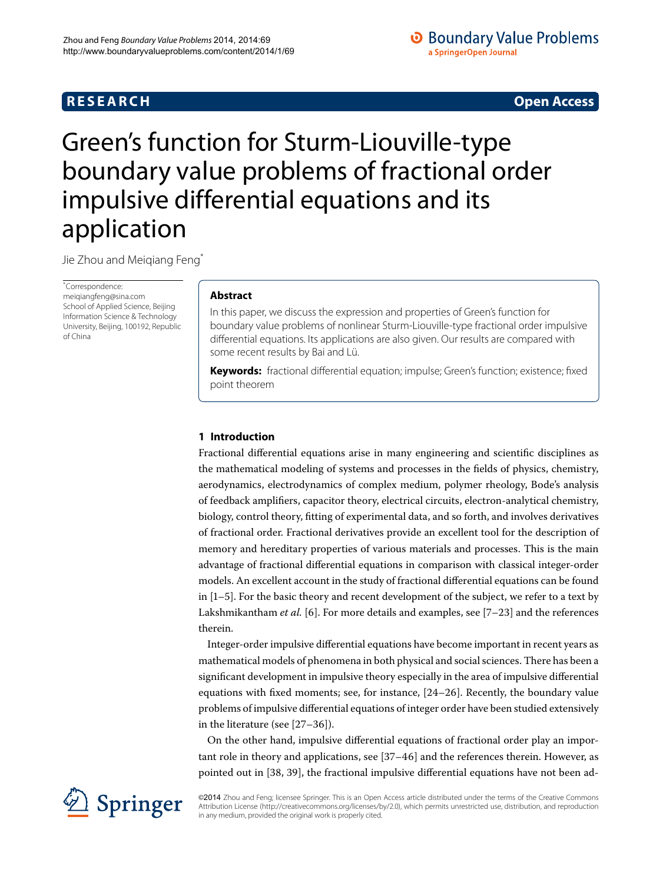**RESEARCH** **Open Access**

# Green's function for Sturm-Liouville-type boundary value problems of fractional order impulsive differential equations and its application

Jie Zhou and Meiqiang Feng*

*Correspondence: meiqiangfeng@sina.com
School of Applied Science, Beijing Information Science & Technology University, Beijing, 100192, Republic of China

## Abstract

In this paper, we discuss the expression and properties of Green's function for boundary value problems of nonlinear Sturm-Liouville-type fractional order impulsive differential equations. Its applications are also given. Our results are compared with some recent results by Bai and Lü.

**Keywords:** fractional differential equation; impulse; Green's function; existence; fixed point theorem

## 1 Introduction

Fractional differential equations arise in many engineering and scientific disciplines as the mathematical modeling of systems and processes in the fields of physics, chemistry, aerodynamics, electrodynamics of complex medium, polymer rheology, Bode's analysis of feedback amplifiers, capacitor theory, electrical circuits, electron-analytical chemistry, biology, control theory, fitting of experimental data, and so forth, and involves derivatives of fractional order. Fractional derivatives provide an excellent tool for the description of memory and hereditary properties of various materials and processes. This is the main advantage of fractional differential equations in comparison with classical integer-order models. An excellent account in the study of fractional differential equations can be found in [1–5]. For the basic theory and recent development of the subject, we refer to a text by Lakshmikantham *et al.* [6]. For more details and examples, see [7–23] and the references therein.

Integer-order impulsive differential equations have become important in recent years as mathematical models of phenomena in both physical and social sciences. There has been a significant development in impulsive theory especially in the area of impulsive differential equations with fixed moments; see, for instance, [24–26]. Recently, the boundary value problems of impulsive differential equations of integer order have been studied extensively in the literature (see [27–36]).

On the other hand, impulsive differential equations of fractional order play an important role in theory and applications, see [37–46] and the references therein. However, as pointed out in [38, 39], the fractional impulsive differential equations have not been ad-

©2014 Zhou and Feng; licensee Springer. This is an Open Access article distributed under the terms of the Creative Commons Attribution License (http://creativecommons.org/licenses/by/2.0), which permits unrestricted use, distribution, and reproduction in any medium, provided the original work is properly cited.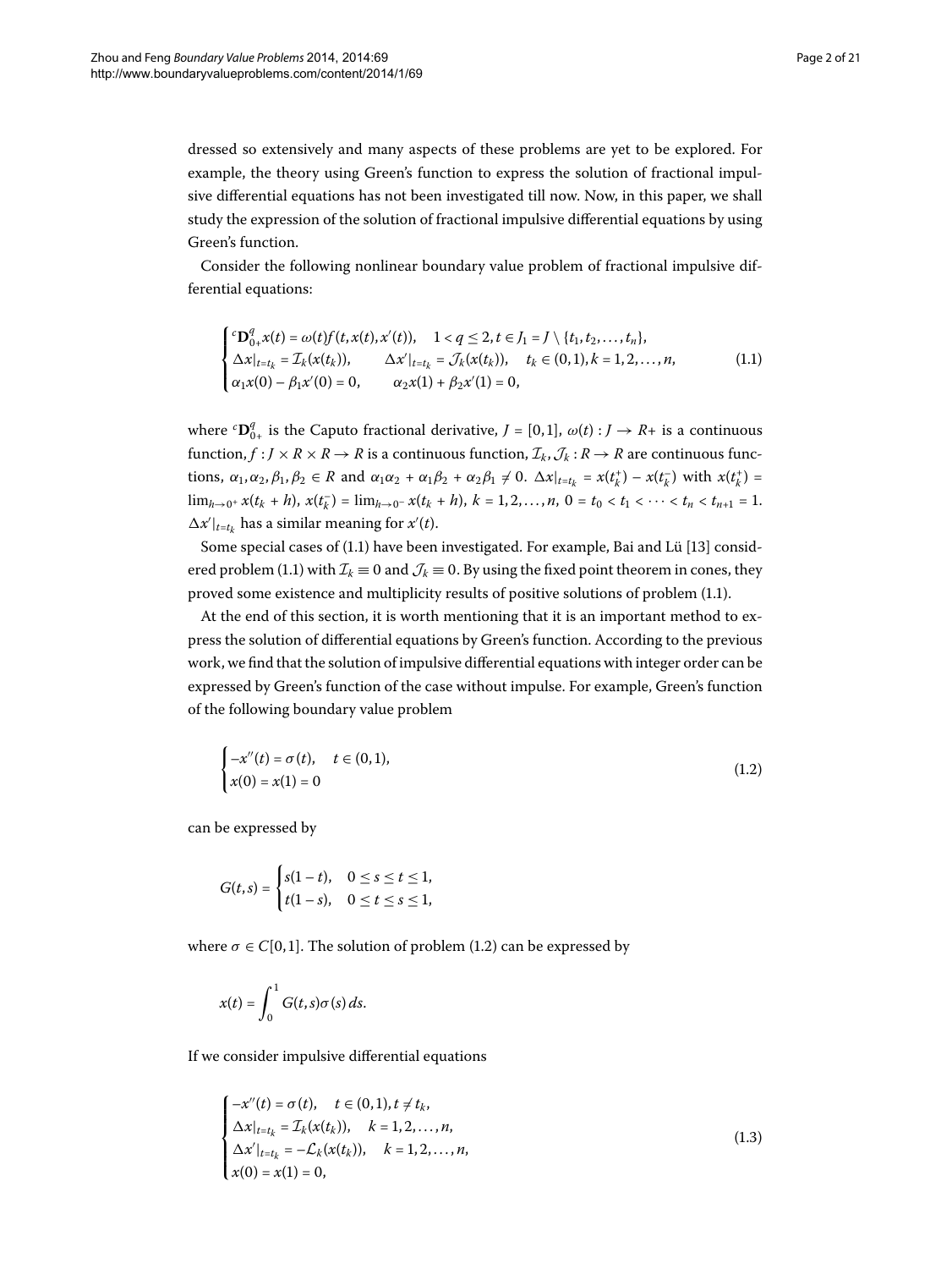dressed so extensively and many aspects of these problems are yet to be explored. For example, the theory using Green's function to express the solution of fractional impulsive differential equations has not been investigated till now. Now, in this paper, we shall study the expression of the solution of fractional impulsive differential equations by using Green's function.

Consider the following nonlinear boundary value problem of fractional impulsive differential equations:

$$\begin{cases} {}^c\mathbf{D}_{0+}^q x(t) = \omega(t) f(t, x(t), x'(t)), & 1 < q \le 2, t \in J_1 = J \setminus \{t_1, t_2, \ldots, t_n\}, \\ \Delta x|_{t=t_k} = \mathcal{I}_k(x(t_k)), \qquad \Delta x'|_{t=t_k} = \mathcal{J}_k(x(t_k)), & t_k \in (0,1), k = 1, 2, \ldots, n, \\ \alpha_1 x(0) - \beta_1 x'(0) = 0, \qquad \alpha_2 x(1) + \beta_2 x'(1) = 0, \end{cases} \tag{1.1}$$

where ${}^c\mathbf{D}_{0+}^q$ is the Caputo fractional derivative, $J = [0,1]$, $\omega(t) : J \to R+$ is a continuous function, $f : J \times R \times R \to R$ is a continuous function, $\mathcal{I}_k, \mathcal{J}_k : R \to R$ are continuous functions, $\alpha_1, \alpha_2, \beta_1, \beta_2 \in R$ and $\alpha_1\alpha_2 + \alpha_1\beta_2 + \alpha_2\beta_1 \neq 0$. $\Delta x|_{t=t_k} = x(t_k^+) - x(t_k^-)$ with $x(t_k^+) = \lim_{h\to 0^+} x(t_k + h)$, $x(t_k^-) = \lim_{h\to 0^-} x(t_k + h)$, $k = 1, 2, \ldots, n$, $0 = t_0 < t_1 < \cdots < t_n < t_{n+1} = 1$. $\Delta x'|_{t=t_k}$ has a similar meaning for $x'(t)$.

Some special cases of (1.1) have been investigated. For example, Bai and Lü [13] considered problem (1.1) with $\mathcal{I}_k \equiv 0$ and $\mathcal{J}_k \equiv 0$. By using the fixed point theorem in cones, they proved some existence and multiplicity results of positive solutions of problem (1.1).

At the end of this section, it is worth mentioning that it is an important method to express the solution of differential equations by Green's function. According to the previous work, we find that the solution of impulsive differential equations with integer order can be expressed by Green's function of the case without impulse. For example, Green's function of the following boundary value problem

$$\begin{cases} -x''(t) = \sigma(t), & t \in (0,1), \\ x(0) = x(1) = 0 \end{cases} \tag{1.2}$$

can be expressed by

$$G(t,s) = \begin{cases} s(1-t), & 0 \le s \le t \le 1, \\ t(1-s), & 0 \le t \le s \le 1, \end{cases}$$

where $\sigma \in C[0,1]$. The solution of problem (1.2) can be expressed by

$$x(t) = \int_0^1 G(t,s)\sigma(s)\, ds.$$

If we consider impulsive differential equations

$$\begin{cases} -x''(t) = \sigma(t), & t \in (0,1), t \neq t_k, \\ \Delta x|_{t=t_k} = \mathcal{I}_k(x(t_k)), & k = 1, 2, \ldots, n, \\ \Delta x'|_{t=t_k} = -\mathcal{L}_k(x(t_k)), & k = 1, 2, \ldots, n, \\ x(0) = x(1) = 0, \end{cases} \tag{1.3}$$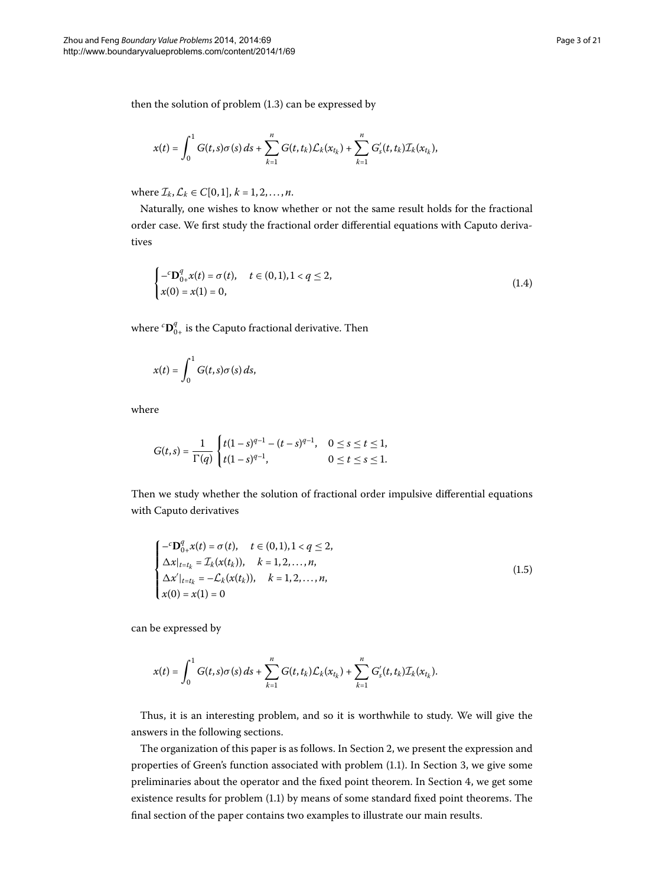then the solution of problem (1.3) can be expressed by

$$x(t) = \int_0^1 G(t,s)\sigma(s)\,ds + \sum_{k=1}^{n} G(t,t_k)\mathcal{L}_k(x_{t_k}) + \sum_{k=1}^{n} G_s'(t,t_k)\mathcal{I}_k(x_{t_k}),$$

where $\mathcal{I}_k, \mathcal{L}_k \in C[0,1]$, $k = 1,2,\ldots,n$.

Naturally, one wishes to know whether or not the same result holds for the fractional order case. We first study the fractional order differential equations with Caputo derivatives

$$\begin{cases} -{}^c\mathbf{D}_{0+}^q x(t) = \sigma(t), & t \in (0,1), 1 < q \leq 2, \\ x(0) = x(1) = 0, \end{cases} \tag{1.4}$$

where ${}^c\mathbf{D}_{0+}^q$ is the Caputo fractional derivative. Then

$$x(t) = \int_0^1 G(t,s)\sigma(s)\,ds,$$

where

$$G(t,s) = \frac{1}{\Gamma(q)} \begin{cases} t(1-s)^{q-1} - (t-s)^{q-1}, & 0 \leq s \leq t \leq 1, \\ t(1-s)^{q-1}, & 0 \leq t \leq s \leq 1. \end{cases}$$

Then we study whether the solution of fractional order impulsive differential equations with Caputo derivatives

$$\begin{cases} -{}^c\mathbf{D}_{0+}^q x(t) = \sigma(t), & t \in (0,1), 1 < q \leq 2, \\ \Delta x|_{t=t_k} = \mathcal{I}_k(x(t_k)), & k = 1,2,\ldots,n, \\ \Delta x'|_{t=t_k} = -\mathcal{L}_k(x(t_k)), & k = 1,2,\ldots,n, \\ x(0) = x(1) = 0 \end{cases} \tag{1.5}$$

can be expressed by

$$x(t) = \int_0^1 G(t,s)\sigma(s)\,ds + \sum_{k=1}^{n} G(t,t_k)\mathcal{L}_k(x_{t_k}) + \sum_{k=1}^{n} G_s'(t,t_k)\mathcal{I}_k(x_{t_k}).$$

Thus, it is an interesting problem, and so it is worthwhile to study. We will give the answers in the following sections.

The organization of this paper is as follows. In Section 2, we present the expression and properties of Green's function associated with problem (1.1). In Section 3, we give some preliminaries about the operator and the fixed point theorem. In Section 4, we get some existence results for problem (1.1) by means of some standard fixed point theorems. The final section of the paper contains two examples to illustrate our main results.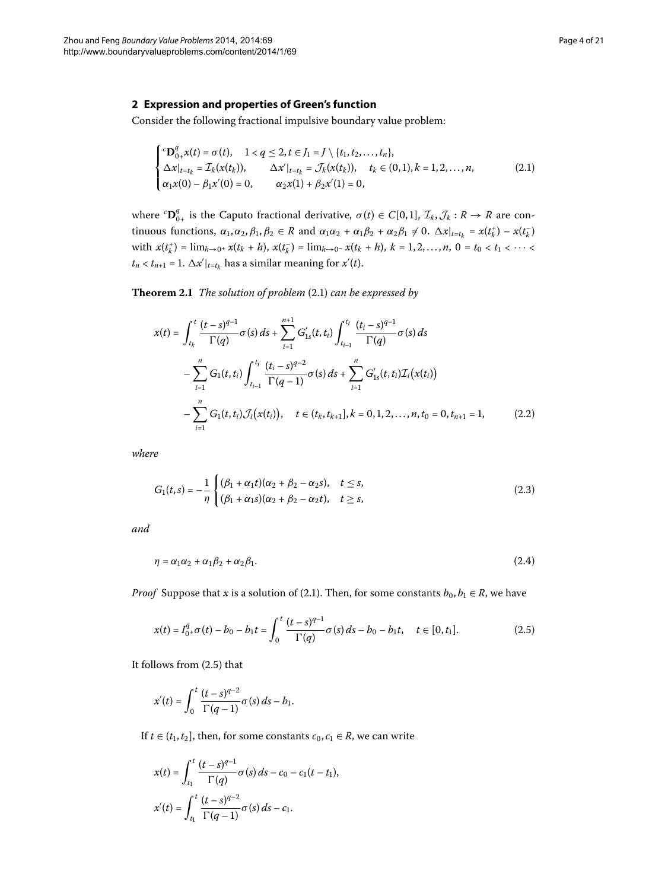## 2 Expression and properties of Green's function

Consider the following fractional impulsive boundary value problem:

$$\begin{cases} {}^c\mathbf{D}^q_{0^+}x(t) = \sigma(t), \quad 1 < q \le 2, t \in J_1 = J \setminus \{t_1, t_2, \dots, t_n\}, \\ \Delta x|_{t=t_k} = \mathcal{I}_k(x(t_k)), \qquad \Delta x'|_{t=t_k} = \mathcal{J}_k(x(t_k)), \quad t_k \in (0,1), k = 1, 2, \dots, n, \\ \alpha_1 x(0) - \beta_1 x'(0) = 0, \qquad \alpha_2 x(1) + \beta_2 x'(1) = 0, \end{cases} \tag{2.1}$$

where ${}^c\mathbf{D}^q_{0^+}$ is the Caputo fractional derivative, $\sigma(t) \in C[0,1]$, $\mathcal{I}_k, \mathcal{J}_k : R \to R$ are continuous functions, $\alpha_1, \alpha_2, \beta_1, \beta_2 \in R$ and $\alpha_1\alpha_2 + \alpha_1\beta_2 + \alpha_2\beta_1 \neq 0$. $\Delta x|_{t=t_k} = x(t_k^+) - x(t_k^-)$ with $x(t_k^+) = \lim_{h\to 0^+} x(t_k + h)$, $x(t_k^-) = \lim_{h\to 0^-} x(t_k + h)$, $k = 1, 2, \dots, n$, $0 = t_0 < t_1 < \cdots < t_n < t_{n+1} = 1$. $\Delta x'|_{t=t_k}$ has a similar meaning for $x'(t)$.

**Theorem 2.1** *The solution of problem* (2.1) *can be expressed by*

$$\begin{aligned} x(t) = {} & \int_{t_k}^{t} \frac{(t-s)^{q-1}}{\Gamma(q)} \sigma(s)\,ds + \sum_{i=1}^{n+1} G'_{1s}(t, t_i) \int_{t_{i-1}}^{t_i} \frac{(t_i - s)^{q-1}}{\Gamma(q)} \sigma(s)\,ds \\ & - \sum_{i=1}^{n} G_1(t, t_i) \int_{t_{i-1}}^{t_i} \frac{(t_i - s)^{q-2}}{\Gamma(q-1)} \sigma(s)\,ds + \sum_{i=1}^{n} G'_{1s}(t, t_i) \mathcal{I}_i\bigl(x(t_i)\bigr) \\ & - \sum_{i=1}^{n} G_1(t, t_i) \mathcal{J}_i\bigl(x(t_i)\bigr), \quad t \in (t_k, t_{k+1}], k = 0, 1, 2, \dots, n, t_0 = 0, t_{n+1} = 1, \end{aligned} \tag{2.2}$$

*where*

$$G_1(t,s) = -\frac{1}{\eta} \begin{cases} (\beta_1 + \alpha_1 t)(\alpha_2 + \beta_2 - \alpha_2 s), & t \le s, \\ (\beta_1 + \alpha_1 s)(\alpha_2 + \beta_2 - \alpha_2 t), & t \ge s, \end{cases} \tag{2.3}$$

*and*

$$\eta = \alpha_1\alpha_2 + \alpha_1\beta_2 + \alpha_2\beta_1. \tag{2.4}$$

*Proof* Suppose that $x$ is a solution of (2.1). Then, for some constants $b_0, b_1 \in R$, we have

$$x(t) = I^q_{0^+}\sigma(t) - b_0 - b_1 t = \int_0^t \frac{(t-s)^{q-1}}{\Gamma(q)} \sigma(s)\,ds - b_0 - b_1 t, \quad t \in [0, t_1]. \tag{2.5}$$

It follows from (2.5) that

$$x'(t) = \int_0^t \frac{(t-s)^{q-2}}{\Gamma(q-1)} \sigma(s)\,ds - b_1.$$

If $t \in (t_1, t_2]$, then, for some constants $c_0, c_1 \in R$, we can write

$$\begin{aligned} x(t) &= \int_{t_1}^{t} \frac{(t-s)^{q-1}}{\Gamma(q)} \sigma(s)\,ds - c_0 - c_1(t - t_1), \\ x'(t) &= \int_{t_1}^{t} \frac{(t-s)^{q-2}}{\Gamma(q-1)} \sigma(s)\,ds - c_1. \end{aligned}$$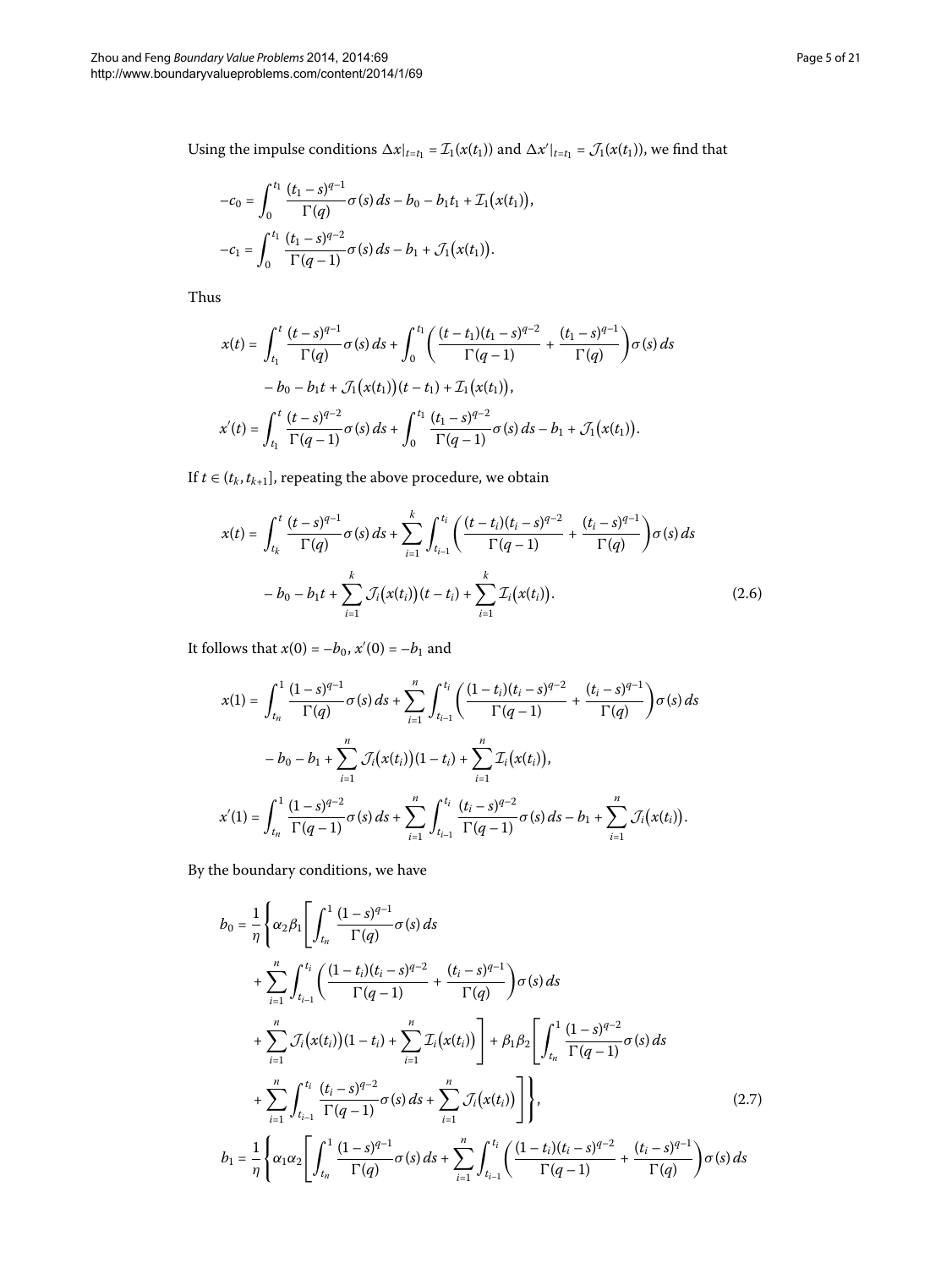Using the impulse conditions $\Delta x|_{t=t_1} = \mathcal{I}_1(x(t_1))$ and $\Delta x'|_{t=t_1} = \mathcal{J}_1(x(t_1))$, we find that

$$
\begin{aligned}
-c_0 &= \int_0^{t_1} \frac{(t_1-s)^{q-1}}{\Gamma(q)}\sigma(s)\,ds - b_0 - b_1 t_1 + \mathcal{I}_1\big(x(t_1)\big), \\
-c_1 &= \int_0^{t_1} \frac{(t_1-s)^{q-2}}{\Gamma(q-1)}\sigma(s)\,ds - b_1 + \mathcal{J}_1\big(x(t_1)\big).
\end{aligned}
$$

Thus

$$
\begin{aligned}
x(t) &= \int_{t_1}^{t} \frac{(t-s)^{q-1}}{\Gamma(q)}\sigma(s)\,ds + \int_0^{t_1}\left(\frac{(t-t_1)(t_1-s)^{q-2}}{\Gamma(q-1)} + \frac{(t_1-s)^{q-1}}{\Gamma(q)}\right)\sigma(s)\,ds \\
&\quad - b_0 - b_1 t + \mathcal{J}_1\big(x(t_1)\big)(t-t_1) + \mathcal{I}_1\big(x(t_1)\big), \\
x'(t) &= \int_{t_1}^{t} \frac{(t-s)^{q-2}}{\Gamma(q-1)}\sigma(s)\,ds + \int_0^{t_1} \frac{(t_1-s)^{q-2}}{\Gamma(q-1)}\sigma(s)\,ds - b_1 + \mathcal{J}_1\big(x(t_1)\big).
\end{aligned}
$$

If $t \in (t_k, t_{k+1}]$, repeating the above procedure, we obtain

$$
\begin{aligned}
x(t) &= \int_{t_k}^{t} \frac{(t-s)^{q-1}}{\Gamma(q)}\sigma(s)\,ds + \sum_{i=1}^{k}\int_{t_{i-1}}^{t_i}\left(\frac{(t-t_i)(t_i-s)^{q-2}}{\Gamma(q-1)} + \frac{(t_i-s)^{q-1}}{\Gamma(q)}\right)\sigma(s)\,ds \\
&\quad - b_0 - b_1 t + \sum_{i=1}^{k}\mathcal{J}_i\big(x(t_i)\big)(t-t_i) + \sum_{i=1}^{k}\mathcal{I}_i\big(x(t_i)\big).
\end{aligned} \tag{2.6}
$$

It follows that $x(0) = -b_0$, $x'(0) = -b_1$ and

$$
\begin{aligned}
x(1) &= \int_{t_n}^{1} \frac{(1-s)^{q-1}}{\Gamma(q)}\sigma(s)\,ds + \sum_{i=1}^{n}\int_{t_{i-1}}^{t_i}\left(\frac{(1-t_i)(t_i-s)^{q-2}}{\Gamma(q-1)} + \frac{(t_i-s)^{q-1}}{\Gamma(q)}\right)\sigma(s)\,ds \\
&\quad - b_0 - b_1 + \sum_{i=1}^{n}\mathcal{J}_i\big(x(t_i)\big)(1-t_i) + \sum_{i=1}^{n}\mathcal{I}_i\big(x(t_i)\big), \\
x'(1) &= \int_{t_n}^{1} \frac{(1-s)^{q-2}}{\Gamma(q-1)}\sigma(s)\,ds + \sum_{i=1}^{n}\int_{t_{i-1}}^{t_i} \frac{(t_i-s)^{q-2}}{\Gamma(q-1)}\sigma(s)\,ds - b_1 + \sum_{i=1}^{n}\mathcal{J}_i\big(x(t_i)\big).
\end{aligned}
$$

By the boundary conditions, we have

$$
\begin{aligned}
b_0 &= \frac{1}{\eta}\Bigg\{\alpha_2\beta_1\Bigg[\int_{t_n}^{1} \frac{(1-s)^{q-1}}{\Gamma(q)}\sigma(s)\,ds \\
&\quad + \sum_{i=1}^{n}\int_{t_{i-1}}^{t_i}\left(\frac{(1-t_i)(t_i-s)^{q-2}}{\Gamma(q-1)} + \frac{(t_i-s)^{q-1}}{\Gamma(q)}\right)\sigma(s)\,ds \\
&\quad + \sum_{i=1}^{n}\mathcal{J}_i\big(x(t_i)\big)(1-t_i) + \sum_{i=1}^{n}\mathcal{I}_i\big(x(t_i)\big)\Bigg] + \beta_1\beta_2\Bigg[\int_{t_n}^{1} \frac{(1-s)^{q-2}}{\Gamma(q-1)}\sigma(s)\,ds \\
&\quad + \sum_{i=1}^{n}\int_{t_{i-1}}^{t_i} \frac{(t_i-s)^{q-2}}{\Gamma(q-1)}\sigma(s)\,ds + \sum_{i=1}^{n}\mathcal{J}_i\big(x(t_i)\big)\Bigg]\Bigg\},
\end{aligned} \tag{2.7}
$$

$$
b_1 = \frac{1}{\eta}\Bigg\{\alpha_1\alpha_2\Bigg[\int_{t_n}^{1} \frac{(1-s)^{q-1}}{\Gamma(q)}\sigma(s)\,ds + \sum_{i=1}^{n}\int_{t_{i-1}}^{t_i}\left(\frac{(1-t_i)(t_i-s)^{q-2}}{\Gamma(q-1)} + \frac{(t_i-s)^{q-1}}{\Gamma(q)}\right)\sigma(s)\,ds
$$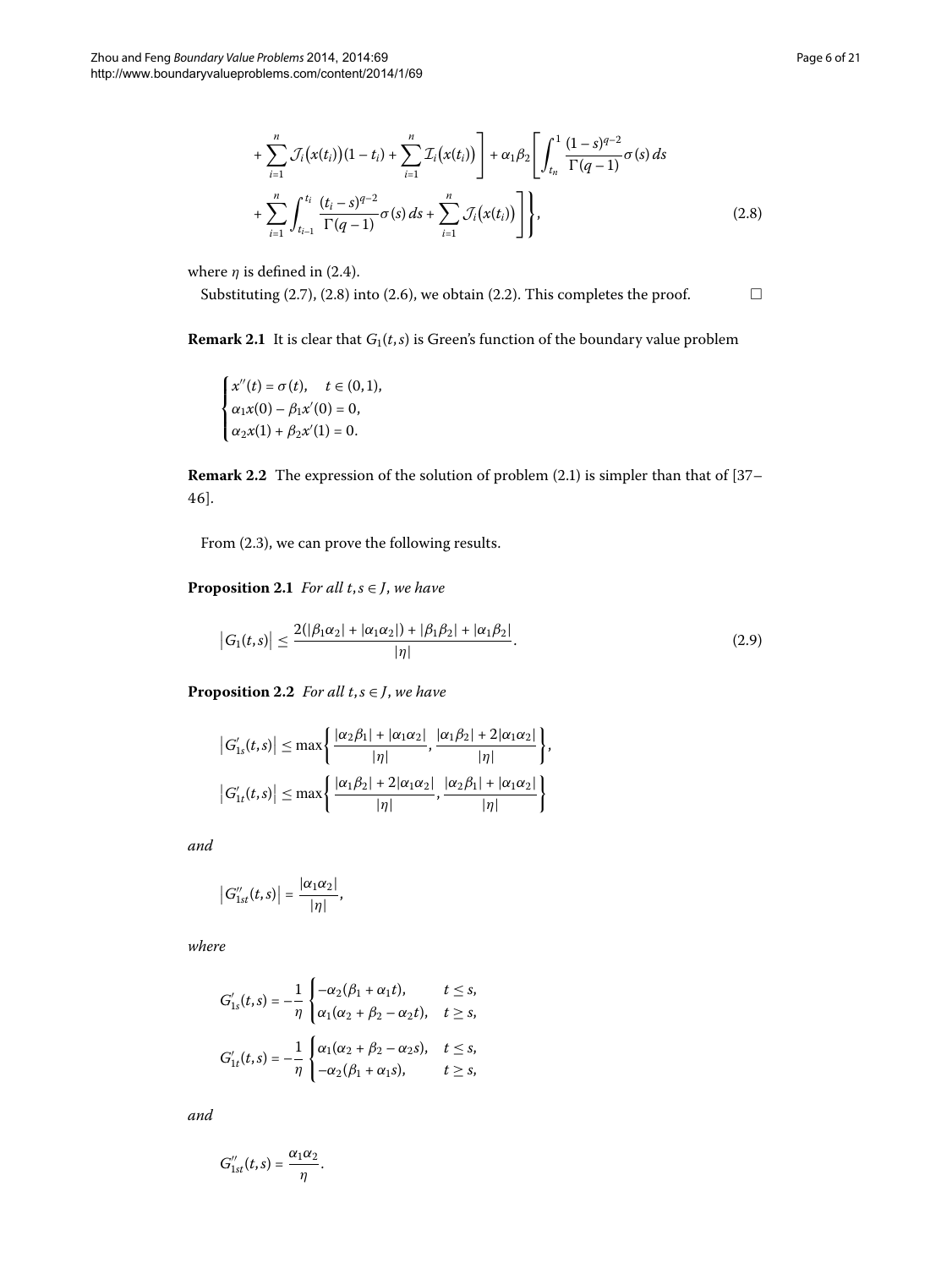$$
+ \sum_{i=1}^{n} \mathcal{J}_i\big(x(t_i)\big)(1-t_i) + \sum_{i=1}^{n} \mathcal{I}_i\big(x(t_i)\big)\Bigg] + \alpha_1\beta_2\Bigg[\int_{t_n}^{1} \frac{(1-s)^{q-2}}{\Gamma(q-1)}\sigma(s)\,ds
$$

$$
+ \sum_{i=1}^{n} \int_{t_{i-1}}^{t_i} \frac{(t_i-s)^{q-2}}{\Gamma(q-1)}\sigma(s)\,ds + \sum_{i=1}^{n} \mathcal{J}_i\big(x(t_i)\big)\Bigg]\Bigg\}, \tag{2.8}
$$

where $\eta$ is defined in (2.4).

Substituting (2.7), (2.8) into (2.6), we obtain (2.2). This completes the proof. □

**Remark 2.1** It is clear that $G_1(t,s)$ is Green's function of the boundary value problem

$$
\begin{cases}
x''(t) = \sigma(t), & t \in (0,1), \\
\alpha_1 x(0) - \beta_1 x'(0) = 0, \\
\alpha_2 x(1) + \beta_2 x'(1) = 0.
\end{cases}
$$

**Remark 2.2** The expression of the solution of problem (2.1) is simpler than that of [37–46].

From (2.3), we can prove the following results.

**Proposition 2.1** *For all $t,s \in J$, we have*

$$
\big|G_1(t,s)\big| \le \frac{2(|\beta_1\alpha_2| + |\alpha_1\alpha_2|) + |\beta_1\beta_2| + |\alpha_1\beta_2|}{|\eta|}. \tag{2.9}
$$

**Proposition 2.2** *For all $t,s \in J$, we have*

$$
\big|G'_{1s}(t,s)\big| \le \max\left\{\frac{|\alpha_2\beta_1| + |\alpha_1\alpha_2|}{|\eta|}, \frac{|\alpha_1\beta_2| + 2|\alpha_1\alpha_2|}{|\eta|}\right\},
$$

$$
\big|G'_{1t}(t,s)\big| \le \max\left\{\frac{|\alpha_1\beta_2| + 2|\alpha_1\alpha_2|}{|\eta|}, \frac{|\alpha_2\beta_1| + |\alpha_1\alpha_2|}{|\eta|}\right\}
$$

*and*

$$
\big|G''_{1st}(t,s)\big| = \frac{|\alpha_1\alpha_2|}{|\eta|},
$$

*where*

$$
G'_{1s}(t,s) = -\frac{1}{\eta}\begin{cases}
-\alpha_2(\beta_1 + \alpha_1 t), & t \le s, \\
\alpha_1(\alpha_2 + \beta_2 - \alpha_2 t), & t \ge s,
\end{cases}
$$

$$
G'_{1t}(t,s) = -\frac{1}{\eta}\begin{cases}
\alpha_1(\alpha_2 + \beta_2 - \alpha_2 s), & t \le s, \\
-\alpha_2(\beta_1 + \alpha_1 s), & t \ge s,
\end{cases}
$$

*and*

$$
G''_{1st}(t,s) = \frac{\alpha_1\alpha_2}{\eta}.
$$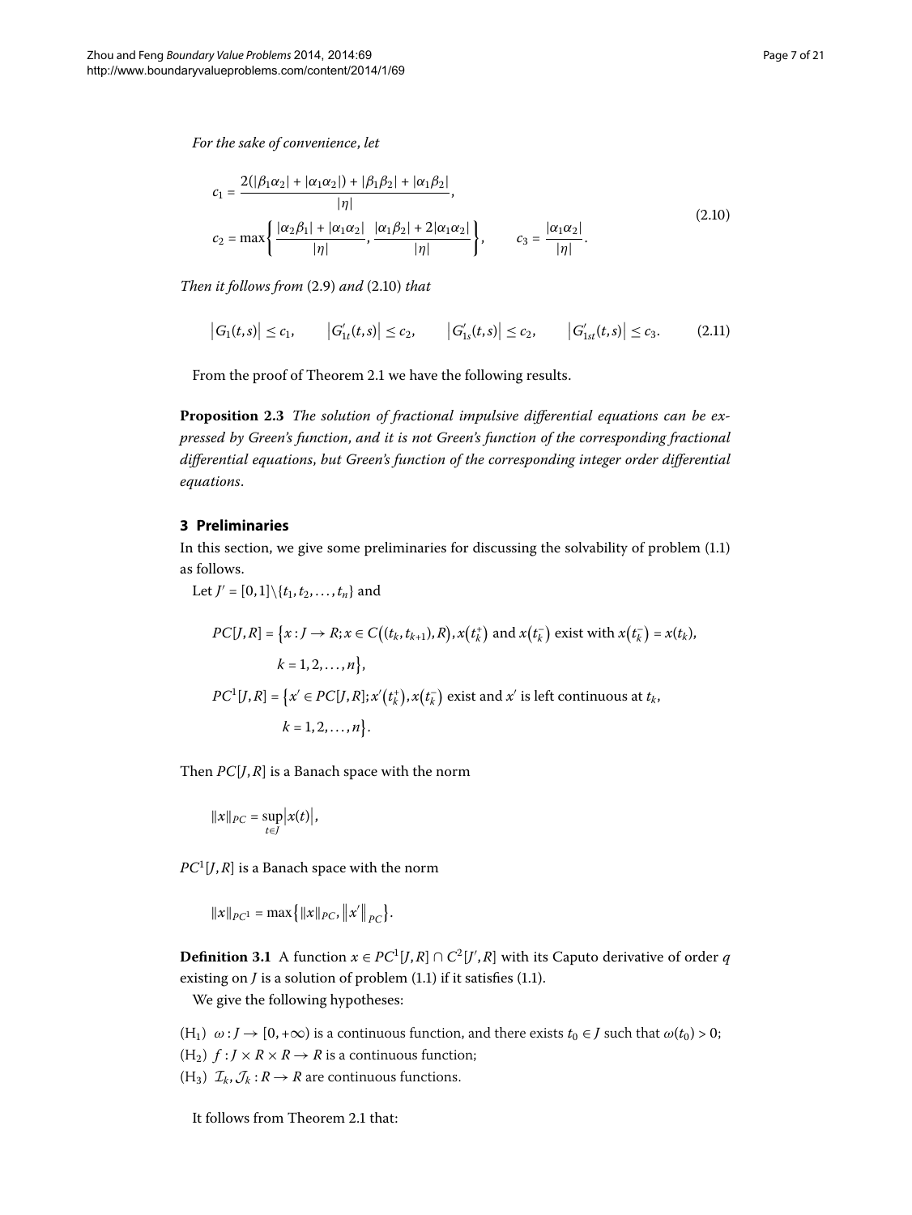*For the sake of convenience, let*

$$c_1 = \frac{2(|\beta_1\alpha_2| + |\alpha_1\alpha_2|) + |\beta_1\beta_2| + |\alpha_1\beta_2|}{|\eta|},$$
$$c_2 = \max\left\{\frac{|\alpha_2\beta_1| + |\alpha_1\alpha_2|}{|\eta|}, \frac{|\alpha_1\beta_2| + 2|\alpha_1\alpha_2|}{|\eta|}\right\}, \qquad c_3 = \frac{|\alpha_1\alpha_2|}{|\eta|}. \tag{2.10}$$

*Then it follows from* (2.9) *and* (2.10) *that*

$$\left|G_1(t,s)\right| \le c_1, \qquad \left|G'_{1t}(t,s)\right| \le c_2, \qquad \left|G'_{1s}(t,s)\right| \le c_2, \qquad \left|G'_{1st}(t,s)\right| \le c_3. \tag{2.11}$$

From the proof of Theorem 2.1 we have the following results.

**Proposition 2.3** *The solution of fractional impulsive differential equations can be expressed by Green's function, and it is not Green's function of the corresponding fractional differential equations, but Green's function of the corresponding integer order differential equations.*

## 3 Preliminaries

In this section, we give some preliminaries for discussing the solvability of problem (1.1) as follows.

Let $J' = [0,1]\backslash\{t_1, t_2, \ldots, t_n\}$ and

$$PC[J,R] = \{x : J \to R; x \in C((t_k, t_{k+1}), R), x(t_k^+) \text{ and } x(t_k^-) \text{ exist with } x(t_k^-) = x(t_k),$$
$$k = 1, 2, \ldots, n\},$$
$$PC^1[J,R] = \{x' \in PC[J,R]; x'(t_k^+), x(t_k^-) \text{ exist and } x' \text{ is left continuous at } t_k,$$
$$k = 1, 2, \ldots, n\}.$$

Then $PC[J,R]$ is a Banach space with the norm

$$\|x\|_{PC} = \sup_{t\in J}\left|x(t)\right|,$$

$PC^1[J,R]$ is a Banach space with the norm

$$\|x\|_{PC^1} = \max\{\|x\|_{PC}, \|x'\|_{PC}\}.$$

**Definition 3.1** A function $x \in PC^1[J,R] \cap C^2[J',R]$ with its Caputo derivative of order $q$ existing on $J$ is a solution of problem (1.1) if it satisfies (1.1).

We give the following hypotheses:

($H_1$) $\omega : J \to [0, +\infty)$ is a continuous function, and there exists $t_0 \in J$ such that $\omega(t_0) > 0$;
($H_2$) $f : J \times R \times R \to R$ is a continuous function;
($H_3$) $\mathcal{I}_k, \mathcal{J}_k : R \to R$ are continuous functions.

It follows from Theorem 2.1 that: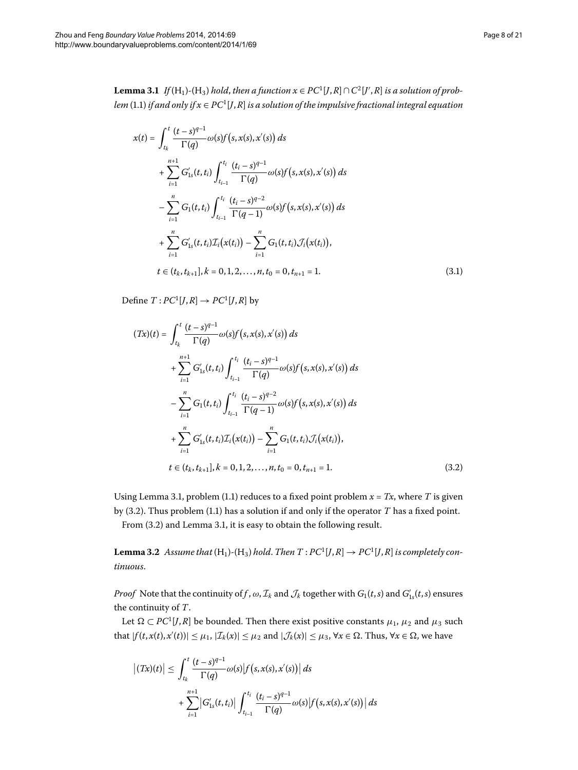**Lemma 3.1** *If* $(\mathrm{H}_1)$-$(\mathrm{H}_3)$ *hold, then a function* $x \in PC^1[J,R] \cap C^2[J',R]$ *is a solution of problem* (1.1) *if and only if* $x \in PC^1[J,R]$ *is a solution of the impulsive fractional integral equation*

$$
\begin{aligned}
x(t) = {} & \int_{t_k}^{t} \frac{(t-s)^{q-1}}{\Gamma(q)} \omega(s) f\big(s, x(s), x'(s)\big)\, ds \\
& + \sum_{i=1}^{n+1} G'_{1s}(t, t_i) \int_{t_{i-1}}^{t_i} \frac{(t_i - s)^{q-1}}{\Gamma(q)} \omega(s) f\big(s, x(s), x'(s)\big)\, ds \\
& - \sum_{i=1}^{n} G_1(t, t_i) \int_{t_{i-1}}^{t_i} \frac{(t_i - s)^{q-2}}{\Gamma(q-1)} \omega(s) f\big(s, x(s), x'(s)\big)\, ds \\
& + \sum_{i=1}^{n} G'_{1s}(t, t_i) \mathcal{I}_i\big(x(t_i)\big) - \sum_{i=1}^{n} G_1(t, t_i) \mathcal{J}_i\big(x(t_i)\big), \\
& t \in (t_k, t_{k+1}], k = 0, 1, 2, \ldots, n, t_0 = 0, t_{n+1} = 1.
\end{aligned}
\tag{3.1}
$$

Define $T : PC^1[J,R] \to PC^1[J,R]$ by

$$
\begin{aligned}
(Tx)(t) = {} & \int_{t_k}^{t} \frac{(t-s)^{q-1}}{\Gamma(q)} \omega(s) f\big(s, x(s), x'(s)\big)\, ds \\
& + \sum_{i=1}^{n+1} G'_{1s}(t, t_i) \int_{t_{i-1}}^{t_i} \frac{(t_i - s)^{q-1}}{\Gamma(q)} \omega(s) f\big(s, x(s), x'(s)\big)\, ds \\
& - \sum_{i=1}^{n} G_1(t, t_i) \int_{t_{i-1}}^{t_i} \frac{(t_i - s)^{q-2}}{\Gamma(q-1)} \omega(s) f\big(s, x(s), x'(s)\big)\, ds \\
& + \sum_{i=1}^{n} G'_{1s}(t, t_i) \mathcal{I}_i\big(x(t_i)\big) - \sum_{i=1}^{n} G_1(t, t_i) \mathcal{J}_i\big(x(t_i)\big), \\
& t \in (t_k, t_{k+1}], k = 0, 1, 2, \ldots, n, t_0 = 0, t_{n+1} = 1.
\end{aligned}
\tag{3.2}
$$

Using Lemma 3.1, problem (1.1) reduces to a fixed point problem $x = Tx$, where $T$ is given by (3.2). Thus problem (1.1) has a solution if and only if the operator $T$ has a fixed point.

From (3.2) and Lemma 3.1, it is easy to obtain the following result.

**Lemma 3.2** *Assume that* $(\mathrm{H}_1)$-$(\mathrm{H}_3)$ *hold. Then* $T : PC^1[J,R] \to PC^1[J,R]$ *is completely continuous.*

*Proof* Note that the continuity of $f$, $\omega$, $\mathcal{I}_k$ and $\mathcal{J}_k$ together with $G_1(t,s)$ and $G'_{1s}(t,s)$ ensures the continuity of $T$.

Let $\Omega \subset PC^1[J,R]$ be bounded. Then there exist positive constants $\mu_1$, $\mu_2$ and $\mu_3$ such that $|f(t, x(t), x'(t))| \leq \mu_1$, $|\mathcal{I}_k(x)| \leq \mu_2$ and $|\mathcal{J}_k(x)| \leq \mu_3$, $\forall x \in \Omega$. Thus, $\forall x \in \Omega$, we have

$$
\begin{aligned}
\big|(Tx)(t)\big| \leq {} & \int_{t_k}^{t} \frac{(t-s)^{q-1}}{\Gamma(q)} \omega(s) \big|f\big(s, x(s), x'(s)\big)\big|\, ds \\
& + \sum_{i=1}^{n+1} \big|G'_{1s}(t, t_i)\big| \int_{t_{i-1}}^{t_i} \frac{(t_i - s)^{q-1}}{\Gamma(q)} \omega(s) \big|f\big(s, x(s), x'(s)\big)\big|\, ds
\end{aligned}
$$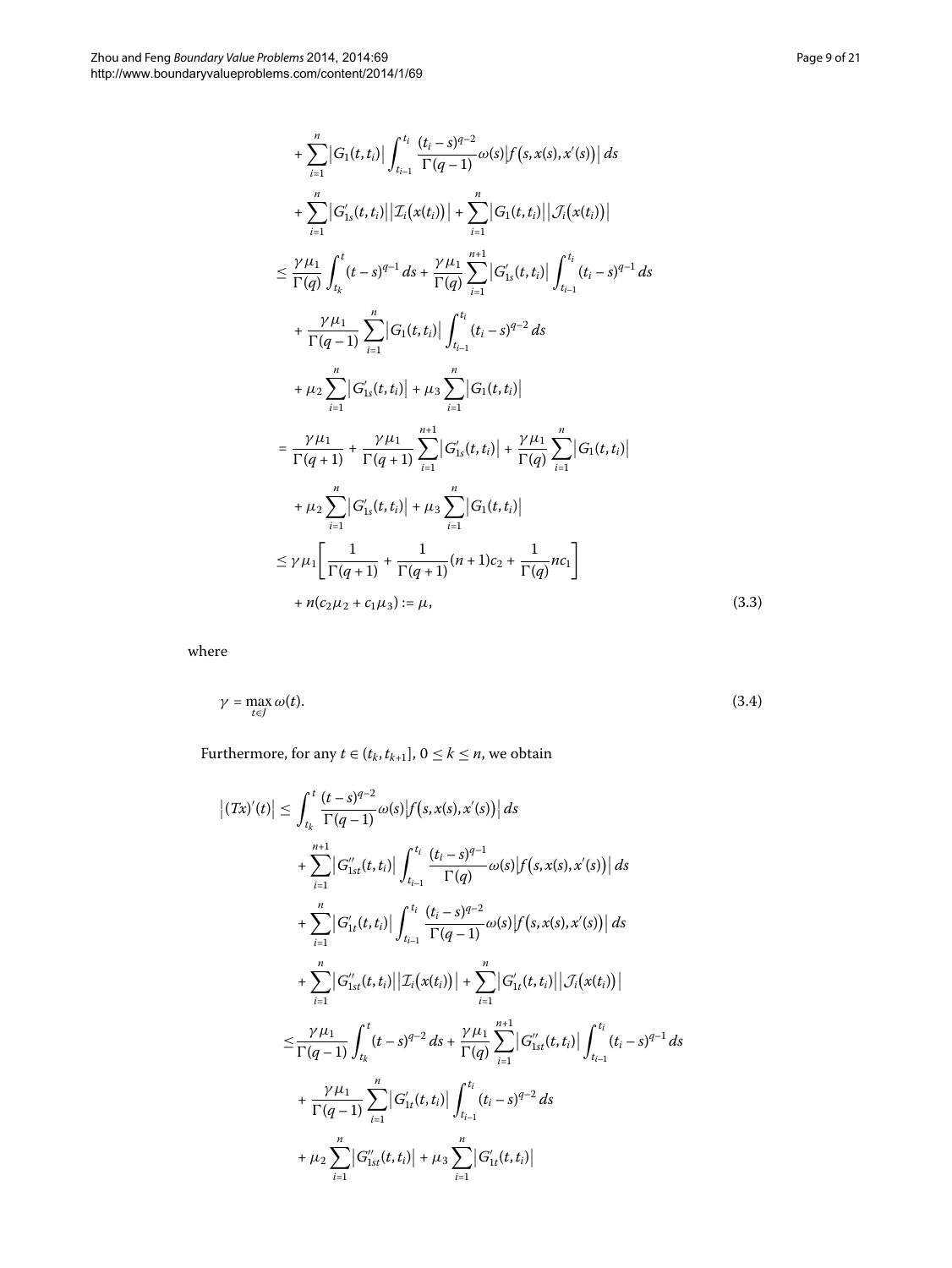$$
\begin{aligned}
&+\sum_{i=1}^{n}\left|G_1(t,t_i)\right|\int_{t_{i-1}}^{t_i}\frac{(t_i-s)^{q-2}}{\Gamma(q-1)}\omega(s)\left|f\left(s,x(s),x'(s)\right)\right|ds \\
&+\sum_{i=1}^{n}\left|G'_{1s}(t,t_i)\right|\left|\mathcal{I}_i\left(x(t_i)\right)\right|+\sum_{i=1}^{n}\left|G_1(t,t_i)\right|\left|\mathcal{J}_i\left(x(t_i)\right)\right| \\
\le{}& \frac{\gamma\mu_1}{\Gamma(q)}\int_{t_k}^{t}(t-s)^{q-1}\,ds+\frac{\gamma\mu_1}{\Gamma(q)}\sum_{i=1}^{n+1}\left|G'_{1s}(t,t_i)\right|\int_{t_{i-1}}^{t_i}(t_i-s)^{q-1}\,ds \\
&+\frac{\gamma\mu_1}{\Gamma(q-1)}\sum_{i=1}^{n}\left|G_1(t,t_i)\right|\int_{t_{i-1}}^{t_i}(t_i-s)^{q-2}\,ds \\
&+\mu_2\sum_{i=1}^{n}\left|G'_{1s}(t,t_i)\right|+\mu_3\sum_{i=1}^{n}\left|G_1(t,t_i)\right| \\
={}& \frac{\gamma\mu_1}{\Gamma(q+1)}+\frac{\gamma\mu_1}{\Gamma(q+1)}\sum_{i=1}^{n+1}\left|G'_{1s}(t,t_i)\right|+\frac{\gamma\mu_1}{\Gamma(q)}\sum_{i=1}^{n}\left|G_1(t,t_i)\right| \\
&+\mu_2\sum_{i=1}^{n}\left|G'_{1s}(t,t_i)\right|+\mu_3\sum_{i=1}^{n}\left|G_1(t,t_i)\right| \\
\le{}& \gamma\mu_1\left[\frac{1}{\Gamma(q+1)}+\frac{1}{\Gamma(q+1)}(n+1)c_2+\frac{1}{\Gamma(q)}nc_1\right] \\
&+n(c_2\mu_2+c_1\mu_3):=\mu, \qquad (3.3)
\end{aligned}
$$

where

$$
\gamma=\max_{t\in J}\omega(t). \qquad (3.4)
$$

Furthermore, for any $t\in(t_k,t_{k+1}]$, $0\le k\le n$, we obtain

$$
\begin{aligned}
\left|(Tx)'(t)\right|\le{}& \int_{t_k}^{t}\frac{(t-s)^{q-2}}{\Gamma(q-1)}\omega(s)\left|f\left(s,x(s),x'(s)\right)\right|ds \\
&+\sum_{i=1}^{n+1}\left|G''_{1st}(t,t_i)\right|\int_{t_{i-1}}^{t_i}\frac{(t_i-s)^{q-1}}{\Gamma(q)}\omega(s)\left|f\left(s,x(s),x'(s)\right)\right|ds \\
&+\sum_{i=1}^{n}\left|G'_{1t}(t,t_i)\right|\int_{t_{i-1}}^{t_i}\frac{(t_i-s)^{q-2}}{\Gamma(q-1)}\omega(s)\left|f\left(s,x(s),x'(s)\right)\right|ds \\
&+\sum_{i=1}^{n}\left|G''_{1st}(t,t_i)\right|\left|\mathcal{I}_i\left(x(t_i)\right)\right|+\sum_{i=1}^{n}\left|G'_{1t}(t,t_i)\right|\left|\mathcal{J}_i\left(x(t_i)\right)\right| \\
\le{}& \frac{\gamma\mu_1}{\Gamma(q-1)}\int_{t_k}^{t}(t-s)^{q-2}\,ds+\frac{\gamma\mu_1}{\Gamma(q)}\sum_{i=1}^{n+1}\left|G''_{1st}(t,t_i)\right|\int_{t_{i-1}}^{t_i}(t_i-s)^{q-1}\,ds \\
&+\frac{\gamma\mu_1}{\Gamma(q-1)}\sum_{i=1}^{n}\left|G'_{1t}(t,t_i)\right|\int_{t_{i-1}}^{t_i}(t_i-s)^{q-2}\,ds \\
&+\mu_2\sum_{i=1}^{n}\left|G''_{1st}(t,t_i)\right|+\mu_3\sum_{i=1}^{n}\left|G'_{1t}(t,t_i)\right|
\end{aligned}
$$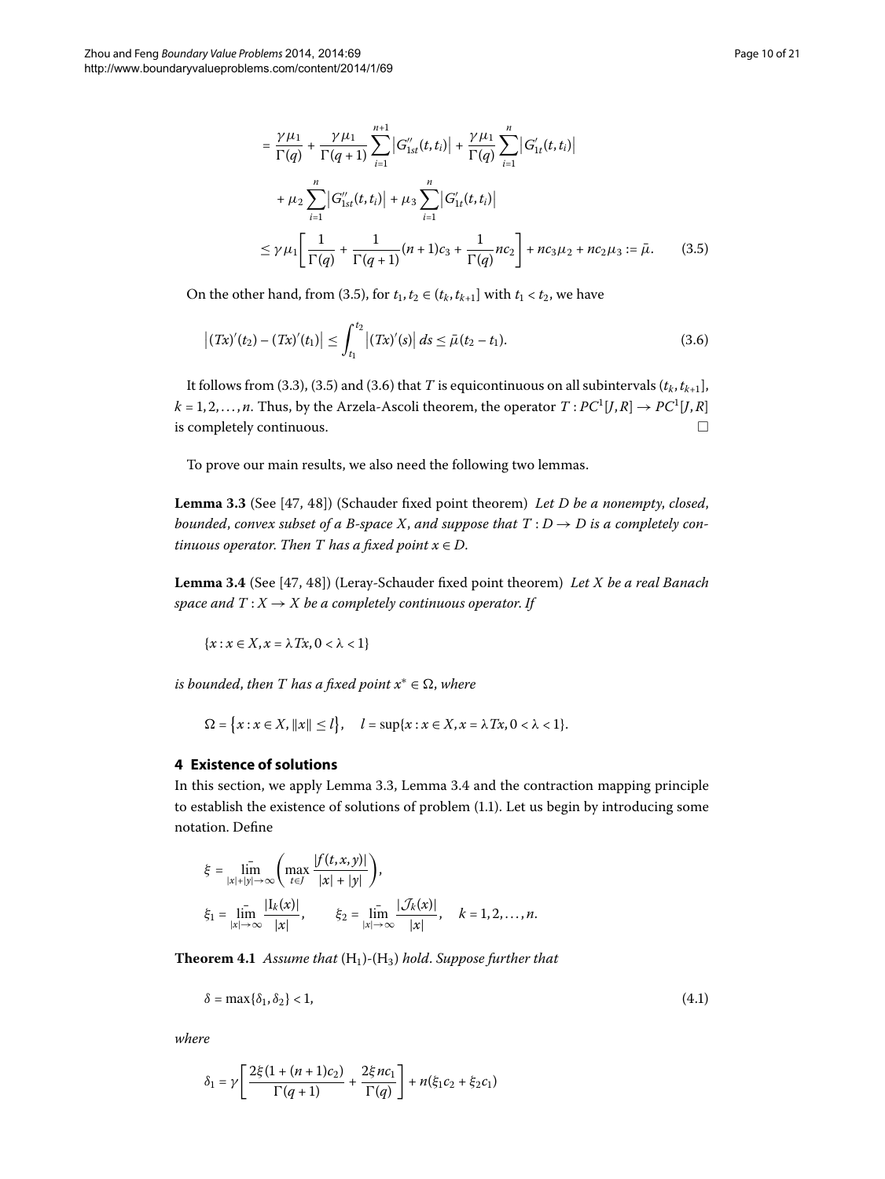$$
\begin{aligned}
&= \frac{\gamma\mu_1}{\Gamma(q)} + \frac{\gamma\mu_1}{\Gamma(q+1)}\sum_{i=1}^{n+1}\left|G''_{1st}(t,t_i)\right| + \frac{\gamma\mu_1}{\Gamma(q)}\sum_{i=1}^{n}\left|G'_{1t}(t,t_i)\right| \\
&\quad + \mu_2\sum_{i=1}^{n}\left|G''_{1st}(t,t_i)\right| + \mu_3\sum_{i=1}^{n}\left|G'_{1t}(t,t_i)\right| \\
&\le \gamma\mu_1\left[\frac{1}{\Gamma(q)} + \frac{1}{\Gamma(q+1)}(n+1)c_3 + \frac{1}{\Gamma(q)}nc_2\right] + nc_3\mu_2 + nc_2\mu_3 := \bar{\mu}. \qquad (3.5)
\end{aligned}
$$

On the other hand, from (3.5), for $t_1, t_2 \in (t_k, t_{k+1}]$ with $t_1 < t_2$, we have

$$
\left|(Tx)'(t_2) - (Tx)'(t_1)\right| \le \int_{t_1}^{t_2}\left|(Tx)'(s)\right| ds \le \bar{\mu}(t_2 - t_1). \qquad (3.6)
$$

It follows from (3.3), (3.5) and (3.6) that $T$ is equicontinuous on all subintervals $(t_k, t_{k+1}]$, $k = 1, 2, \ldots, n$. Thus, by the Arzela-Ascoli theorem, the operator $T : PC^1[J,R] \to PC^1[J,R]$ is completely continuous. □

To prove our main results, we also need the following two lemmas.

**Lemma 3.3** (See [47, 48]) (Schauder fixed point theorem) *Let $D$ be a nonempty, closed, bounded, convex subset of a B-space $X$, and suppose that $T : D \to D$ is a completely continuous operator. Then $T$ has a fixed point $x \in D$.*

**Lemma 3.4** (See [47, 48]) (Leray-Schauder fixed point theorem) *Let $X$ be a real Banach space and $T : X \to X$ be a completely continuous operator. If*

$$
\{x : x \in X, x = \lambda Tx, 0 < \lambda < 1\}
$$

*is bounded, then $T$ has a fixed point $x^* \in \Omega$, where*

$$
\Omega = \{x : x \in X, \|x\| \le l\}, \quad l = \sup\{x : x \in X, x = \lambda Tx, 0 < \lambda < 1\}.
$$

## 4 Existence of solutions

In this section, we apply Lemma 3.3, Lemma 3.4 and the contraction mapping principle to establish the existence of solutions of problem (1.1). Let us begin by introducing some notation. Define

$$
\xi = \overline{\lim_{|x|+|y|\to\infty}}\left(\max_{t\in J}\frac{|f(t,x,y)|}{|x|+|y|}\right),
$$

$$
\xi_1 = \overline{\lim_{|x|\to\infty}}\frac{|\mathrm{I}_k(x)|}{|x|}, \qquad \xi_2 = \overline{\lim_{|x|\to\infty}}\frac{|\mathcal{J}_k(x)|}{|x|}, \quad k = 1, 2, \ldots, n.
$$

**Theorem 4.1** *Assume that* $(\mathrm{H}_1)$-$(\mathrm{H}_3)$ *hold. Suppose further that*

$$
\delta = \max\{\delta_1, \delta_2\} < 1, \qquad (4.1)
$$

*where*

$$
\delta_1 = \gamma\left[\frac{2\xi(1+(n+1)c_2)}{\Gamma(q+1)} + \frac{2\xi nc_1}{\Gamma(q)}\right] + n(\xi_1c_2 + \xi_2c_1)
$$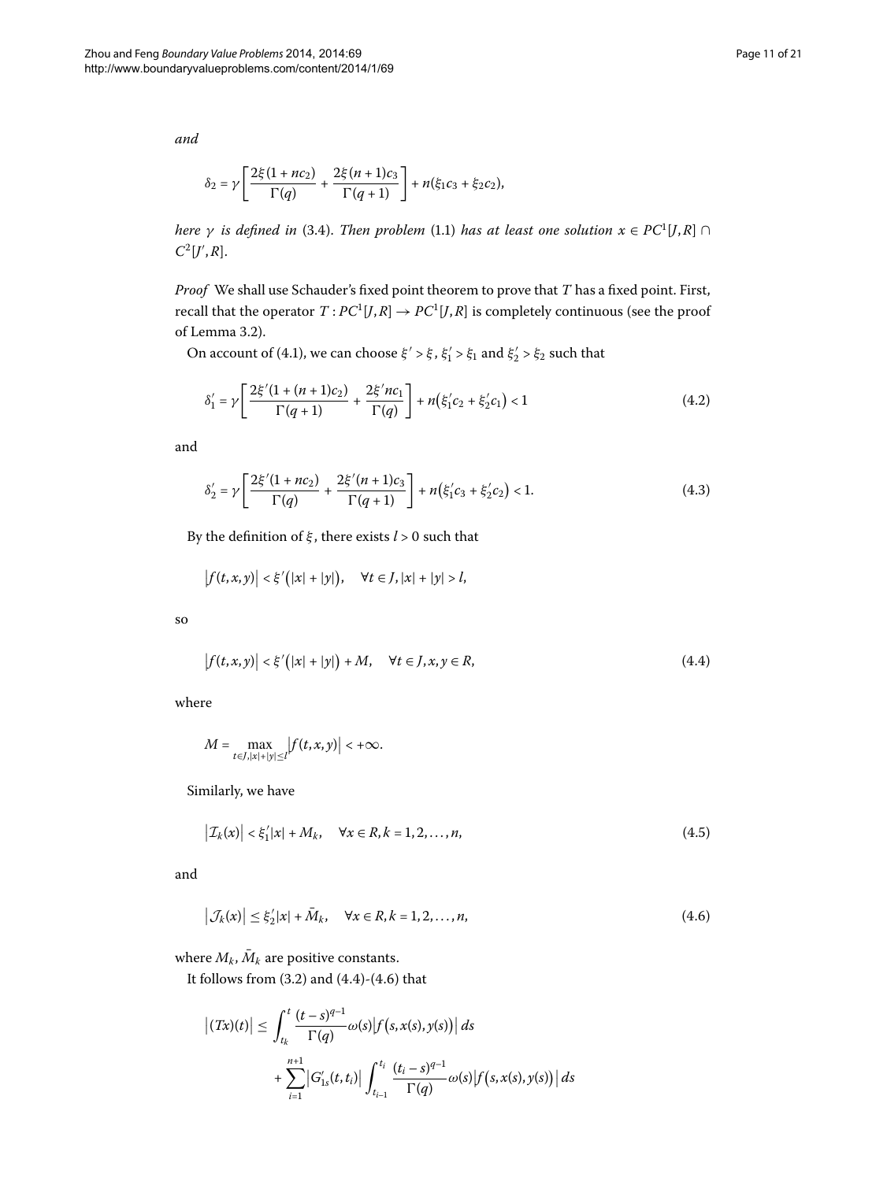*and*

$$\delta_2 = \gamma\left[\frac{2\xi(1+nc_2)}{\Gamma(q)} + \frac{2\xi(n+1)c_3}{\Gamma(q+1)}\right] + n(\xi_1 c_3 + \xi_2 c_2),$$

*here* $\gamma$ *is defined in* (3.4). *Then problem* (1.1) *has at least one solution* $x \in PC^1[J,R] \cap C^2[J',R]$.

*Proof* We shall use Schauder's fixed point theorem to prove that $T$ has a fixed point. First, recall that the operator $T: PC^1[J,R] \to PC^1[J,R]$ is completely continuous (see the proof of Lemma 3.2).

On account of (4.1), we can choose $\xi' > \xi$, $\xi_1' > \xi_1$ and $\xi_2' > \xi_2$ such that

$$\delta_1' = \gamma\left[\frac{2\xi'(1+(n+1)c_2)}{\Gamma(q+1)} + \frac{2\xi' nc_1}{\Gamma(q)}\right] + n\left(\xi_1' c_2 + \xi_2' c_1\right) < 1 \tag{4.2}$$

and

$$\delta_2' = \gamma\left[\frac{2\xi'(1+nc_2)}{\Gamma(q)} + \frac{2\xi'(n+1)c_3}{\Gamma(q+1)}\right] + n\left(\xi_1' c_3 + \xi_2' c_2\right) < 1. \tag{4.3}$$

By the definition of $\xi$, there exists $l > 0$ such that

$$\left|f(t,x,y)\right| < \xi'\left(|x| + |y|\right), \quad \forall t \in J, |x| + |y| > l,$$

so

$$\left|f(t,x,y)\right| < \xi'\left(|x| + |y|\right) + M, \quad \forall t \in J, x, y \in R, \tag{4.4}$$

where

$$M = \max_{t \in J, |x|+|y| \le l} \left|f(t,x,y)\right| < +\infty.$$

Similarly, we have

$$\left|\mathcal{I}_k(x)\right| < \xi_1'|x| + M_k, \quad \forall x \in R, k = 1,2,\ldots,n, \tag{4.5}$$

and

$$\left|\mathcal{J}_k(x)\right| \le \xi_2'|x| + \bar{M}_k, \quad \forall x \in R, k = 1,2,\ldots,n, \tag{4.6}$$

where $M_k$, $\bar{M}_k$ are positive constants.

It follows from (3.2) and (4.4)-(4.6) that

$$\begin{aligned}\left|(Tx)(t)\right| \le{}& \int_{t_k}^{t} \frac{(t-s)^{q-1}}{\Gamma(q)}\omega(s)\left|f\left(s,x(s),y(s)\right)\right| ds \\ &+ \sum_{i=1}^{n+1}\left|G_{1s}'(t,t_i)\right| \left|\int_{t_{i-1}}^{t_i} \frac{(t_i-s)^{q-1}}{\Gamma(q)}\omega(s)\left|f\left(s,x(s),y(s)\right)\right| ds\right|\end{aligned}$$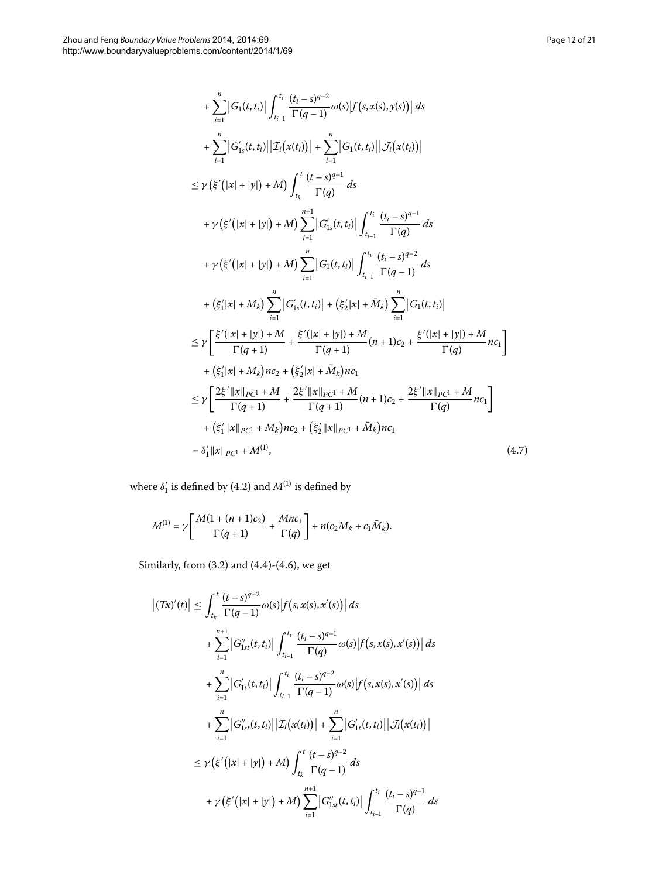$$
\begin{aligned}
&+ \sum_{i=1}^{n} \left| G_1(t,t_i) \right| \int_{t_{i-1}}^{t_i} \frac{(t_i - s)^{q-2}}{\Gamma(q-1)} \omega(s) \left| f\left(s, x(s), y(s)\right) \right| ds \\
&+ \sum_{i=1}^{n} \left| G'_{1s}(t,t_i) \right| \left| \mathcal{I}_i\left(x(t_i)\right) \right| + \sum_{i=1}^{n} \left| G_1(t,t_i) \right| \left| \mathcal{J}_i\left(x(t_i)\right) \right| \\
&\leq \gamma \left( \xi' \left( |x| + |y| \right) + M \right) \int_{t_k}^{t} \frac{(t-s)^{q-1}}{\Gamma(q)} ds \\
&+ \gamma \left( \xi' \left( |x| + |y| \right) + M \right) \sum_{i=1}^{n+1} \left| G'_{1s}(t,t_i) \right| \int_{t_{i-1}}^{t_i} \frac{(t_i - s)^{q-1}}{\Gamma(q)} ds \\
&+ \gamma \left( \xi' \left( |x| + |y| \right) + M \right) \sum_{i=1}^{n} \left| G_1(t,t_i) \right| \int_{t_{i-1}}^{t_i} \frac{(t_i - s)^{q-2}}{\Gamma(q-1)} ds \\
&+ \left( \xi'_1 |x| + M_k \right) \sum_{i=1}^{n} \left| G'_{1s}(t,t_i) \right| + \left( \xi'_2 |x| + \bar{M}_k \right) \sum_{i=1}^{n} \left| G_1(t,t_i) \right| \\
&\leq \gamma \left[ \frac{\xi'(|x| + |y|) + M}{\Gamma(q+1)} + \frac{\xi'(|x| + |y|) + M}{\Gamma(q+1)} (n+1) c_2 + \frac{\xi'(|x| + |y|) + M}{\Gamma(q)} n c_1 \right] \\
&+ \left( \xi'_1 |x| + M_k \right) n c_2 + \left( \xi'_2 |x| + \bar{M}_k \right) n c_1 \\
&\leq \gamma \left[ \frac{2\xi' \|x\|_{PC^1} + M}{\Gamma(q+1)} + \frac{2\xi' \|x\|_{PC^1} + M}{\Gamma(q+1)} (n+1) c_2 + \frac{2\xi' \|x\|_{PC^1} + M}{\Gamma(q)} n c_1 \right] \\
&+ \left( \xi'_1 \|x\|_{PC^1} + M_k \right) n c_2 + \left( \xi'_2 \|x\|_{PC^1} + \bar{M}_k \right) n c_1 \\
&= \delta'_1 \|x\|_{PC^1} + M^{(1)}, \qquad (4.7)
\end{aligned}
$$

where $\delta'_1$ is defined by (4.2) and $M^{(1)}$ is defined by

$$
M^{(1)} = \gamma \left[ \frac{M(1 + (n+1)c_2)}{\Gamma(q+1)} + \frac{M n c_1}{\Gamma(q)} \right] + n(c_2 M_k + c_1 \bar{M}_k).
$$

Similarly, from (3.2) and (4.4)-(4.6), we get

$$
\begin{aligned}
\left| (Tx)'(t) \right| &\leq \int_{t_k}^{t} \frac{(t-s)^{q-2}}{\Gamma(q-1)} \omega(s) \left| f\left(s, x(s), x'(s)\right) \right| ds \\
&+ \sum_{i=1}^{n+1} \left| G''_{1st}(t,t_i) \right| \int_{t_{i-1}}^{t_i} \frac{(t_i - s)^{q-1}}{\Gamma(q)} \omega(s) \left| f\left(s, x(s), x'(s)\right) \right| ds \\
&+ \sum_{i=1}^{n} \left| G'_{1t}(t,t_i) \right| \int_{t_{i-1}}^{t_i} \frac{(t_i - s)^{q-2}}{\Gamma(q-1)} \omega(s) \left| f\left(s, x(s), x'(s)\right) \right| ds \\
&+ \sum_{i=1}^{n} \left| G''_{1st}(t,t_i) \right| \left| \mathcal{I}_i\left(x(t_i)\right) \right| + \sum_{i=1}^{n} \left| G'_{1t}(t,t_i) \right| \left| \mathcal{J}_i\left(x(t_i)\right) \right| \\
&\leq \gamma \left( \xi' \left( |x| + |y| \right) + M \right) \int_{t_k}^{t} \frac{(t-s)^{q-2}}{\Gamma(q-1)} ds \\
&+ \gamma \left( \xi' \left( |x| + |y| \right) + M \right) \sum_{i=1}^{n+1} \left| G''_{1st}(t,t_i) \right| \int_{t_{i-1}}^{t_i} \frac{(t_i - s)^{q-1}}{\Gamma(q)} ds
\end{aligned}
$$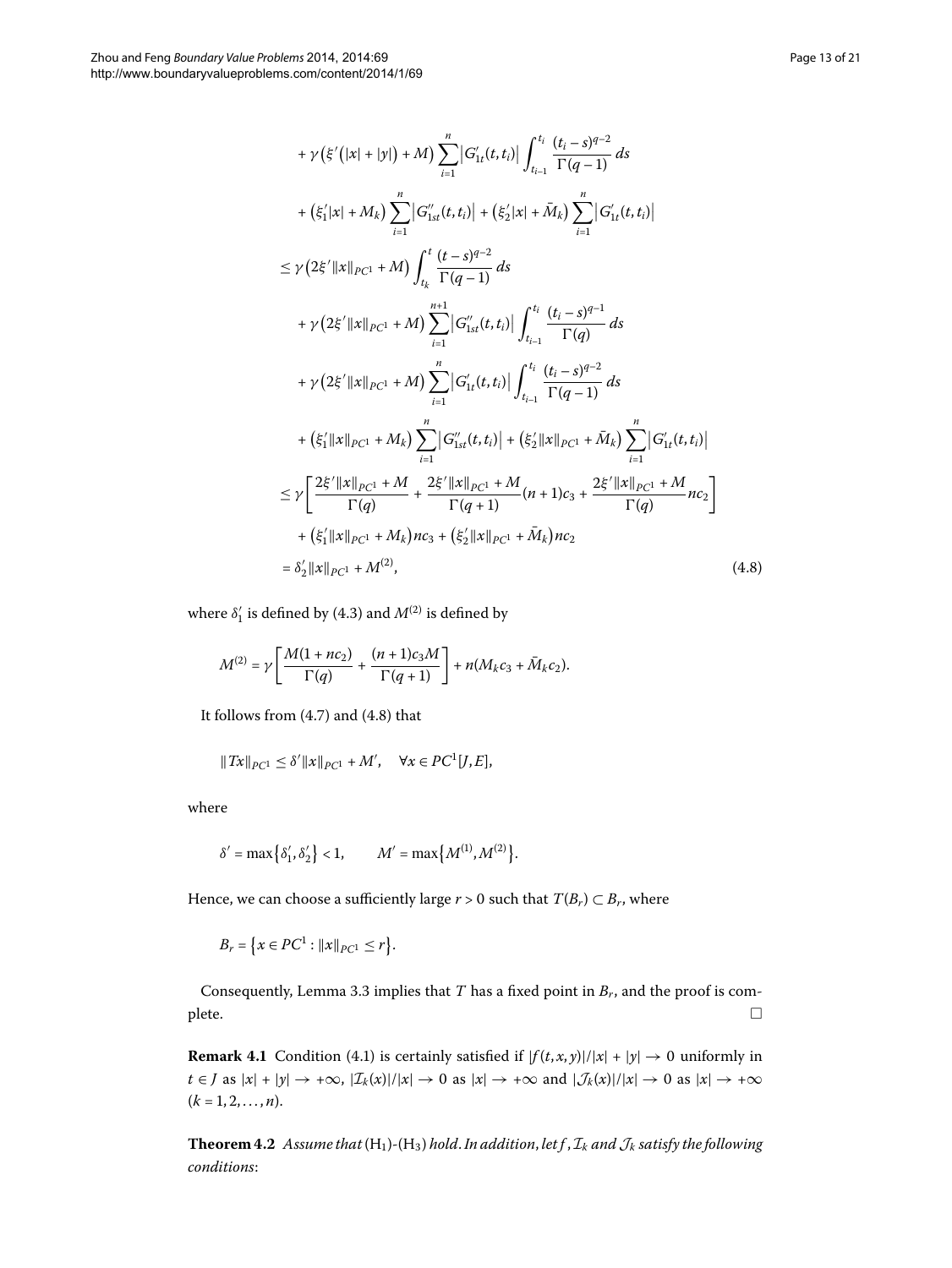$$
\begin{aligned}
&+\gamma\big(\xi'\big(|x|+|y|\big)+M\big)\sum_{i=1}^{n}\big|G'_{1t}(t,t_i)\big|\int_{t_{i-1}}^{t_i}\frac{(t_i-s)^{q-2}}{\Gamma(q-1)}\,ds \\
&+\big(\xi_1'|x|+M_k\big)\sum_{i=1}^{n}\big|G''_{1st}(t,t_i)\big|+\big(\xi_2'|x|+\bar{M}_k\big)\sum_{i=1}^{n}\big|G'_{1t}(t,t_i)\big| \\
\le{}& \gamma\big(2\xi'\|x\|_{PC^1}+M\big)\int_{t_k}^{t}\frac{(t-s)^{q-2}}{\Gamma(q-1)}\,ds \\
&+\gamma\big(2\xi'\|x\|_{PC^1}+M\big)\sum_{i=1}^{n+1}\big|G''_{1st}(t,t_i)\big|\int_{t_{i-1}}^{t_i}\frac{(t_i-s)^{q-1}}{\Gamma(q)}\,ds \\
&+\gamma\big(2\xi'\|x\|_{PC^1}+M\big)\sum_{i=1}^{n}\big|G'_{1t}(t,t_i)\big|\int_{t_{i-1}}^{t_i}\frac{(t_i-s)^{q-2}}{\Gamma(q-1)}\,ds \\
&+\big(\xi_1'\|x\|_{PC^1}+M_k\big)\sum_{i=1}^{n}\big|G''_{1st}(t,t_i)\big|+\big(\xi_2'\|x\|_{PC^1}+\bar{M}_k\big)\sum_{i=1}^{n}\big|G'_{1t}(t,t_i)\big| \\
\le{}& \gamma\left[\frac{2\xi'\|x\|_{PC^1}+M}{\Gamma(q)}+\frac{2\xi'\|x\|_{PC^1}+M}{\Gamma(q+1)}(n+1)c_3+\frac{2\xi'\|x\|_{PC^1}+M}{\Gamma(q)}nc_2\right] \\
&+\big(\xi_1'\|x\|_{PC^1}+M_k\big)nc_3+\big(\xi_2'\|x\|_{PC^1}+\bar{M}_k\big)nc_2 \\
={}& \delta_2'\|x\|_{PC^1}+M^{(2)},
\end{aligned}
\tag{4.8}
$$

where $\delta_1'$ is defined by (4.3) and $M^{(2)}$ is defined by

$$
M^{(2)}=\gamma\left[\frac{M(1+nc_2)}{\Gamma(q)}+\frac{(n+1)c_3M}{\Gamma(q+1)}\right]+n(M_kc_3+\bar{M}_kc_2).
$$

It follows from (4.7) and (4.8) that

$$
\|Tx\|_{PC^1}\le\delta'\|x\|_{PC^1}+M',\quad\forall x\in PC^1[J,E],
$$

where

$$
\delta'=\max\{\delta_1',\delta_2'\}<1,\qquad M'=\max\{M^{(1)},M^{(2)}\}.
$$

Hence, we can choose a sufficiently large $r>0$ such that $T(B_r)\subset B_r$, where

$$
B_r=\{x\in PC^1:\|x\|_{PC^1}\le r\}.
$$

Consequently, Lemma 3.3 implies that $T$ has a fixed point in $B_r$, and the proof is complete. □

**Remark 4.1** Condition (4.1) is certainly satisfied if $|f(t,x,y)|/|x|+|y|\to 0$ uniformly in $t\in J$ as $|x|+|y|\to+\infty$, $|\mathcal{I}_k(x)|/|x|\to 0$ as $|x|\to+\infty$ and $|\mathcal{J}_k(x)|/|x|\to 0$ as $|x|\to+\infty$ $(k=1,2,\dots,n)$.

**Theorem 4.2** *Assume that* $(\mathrm{H}_1)$-$(\mathrm{H}_3)$ *hold. In addition, let* $f$, $\mathcal{I}_k$ *and* $\mathcal{J}_k$ *satisfy the following conditions*: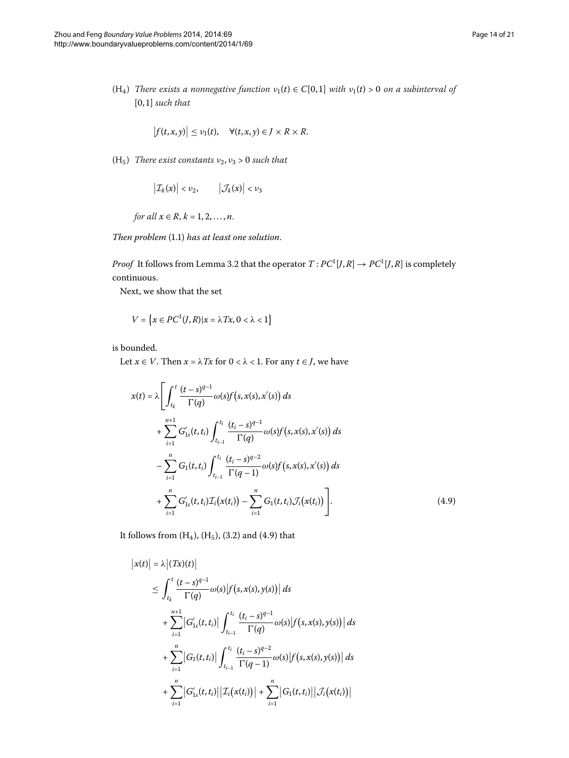($H_4$) *There exists a nonnegative function $\nu_1(t) \in C[0,1]$ with $\nu_1(t) > 0$ on a subinterval of $[0,1]$ such that*

$$\left|f(t,x,y)\right| \leq \nu_1(t), \quad \forall (t,x,y) \in J \times R \times R.$$

($H_5$) *There exist constants $\nu_2, \nu_3 > 0$ such that*

$$\left|\mathcal{I}_k(x)\right| < \nu_2, \qquad \left|\mathcal{J}_k(x)\right| < \nu_3$$

*for all $x \in R$, $k = 1, 2, \ldots, n$.*

*Then problem* (1.1) *has at least one solution.*

*Proof* It follows from Lemma 3.2 that the operator $T : PC^1[J,R] \to PC^1[J,R]$ is completely continuous.

Next, we show that the set

$$V = \left\{x \in PC^1(J,R) | x = \lambda Tx, 0 < \lambda < 1\right\}$$

is bounded.

Let $x \in V$. Then $x = \lambda Tx$ for $0 < \lambda < 1$. For any $t \in J$, we have

$$\begin{aligned}
x(t) = \lambda \Bigg[ & \int_{t_k}^{t} \frac{(t-s)^{q-1}}{\Gamma(q)} \omega(s) f\big(s, x(s), x'(s)\big)\, ds \\
& + \sum_{i=1}^{n+1} G'_{1s}(t,t_i) \int_{t_{i-1}}^{t_i} \frac{(t_i-s)^{q-1}}{\Gamma(q)} \omega(s) f\big(s, x(s), x'(s)\big)\, ds \\
& - \sum_{i=1}^{n} G_1(t,t_i) \int_{t_{i-1}}^{t_i} \frac{(t_i-s)^{q-2}}{\Gamma(q-1)} \omega(s) f\big(s, x(s), x'(s)\big)\, ds \\
& + \sum_{i=1}^{n} G'_{1s}(t,t_i) \mathcal{I}_i\big(x(t_i)\big) - \sum_{i=1}^{n} G_1(t,t_i) \mathcal{J}_i\big(x(t_i)\big) \Bigg].
\end{aligned} \tag{4.9}$$

It follows from ($H_4$), ($H_5$), (3.2) and (4.9) that

$$\begin{aligned}
\left|x(t)\right| &= \lambda \left|(Tx)(t)\right| \\
&\leq \int_{t_k}^{t} \frac{(t-s)^{q-1}}{\Gamma(q)} \omega(s) \left|f\big(s, x(s), y(s)\big)\right| ds \\
&\quad + \sum_{i=1}^{n+1} \left|G'_{1s}(t,t_i)\right| \int_{t_{i-1}}^{t_i} \frac{(t_i-s)^{q-1}}{\Gamma(q)} \omega(s) \left|f\big(s, x(s), y(s)\big)\right| ds \\
&\quad + \sum_{i=1}^{n} \left|G_1(t,t_i)\right| \int_{t_{i-1}}^{t_i} \frac{(t_i-s)^{q-2}}{\Gamma(q-1)} \omega(s) \left|f\big(s, x(s), y(s)\big)\right| ds \\
&\quad + \sum_{i=1}^{n} \left|G'_{1s}(t,t_i)\right| \left|\mathcal{I}_i\big(x(t_i)\big)\right| + \sum_{i=1}^{n} \left|G_1(t,t_i)\right| \left|\mathcal{J}_i\big(x(t_i)\big)\right|
\end{aligned}$$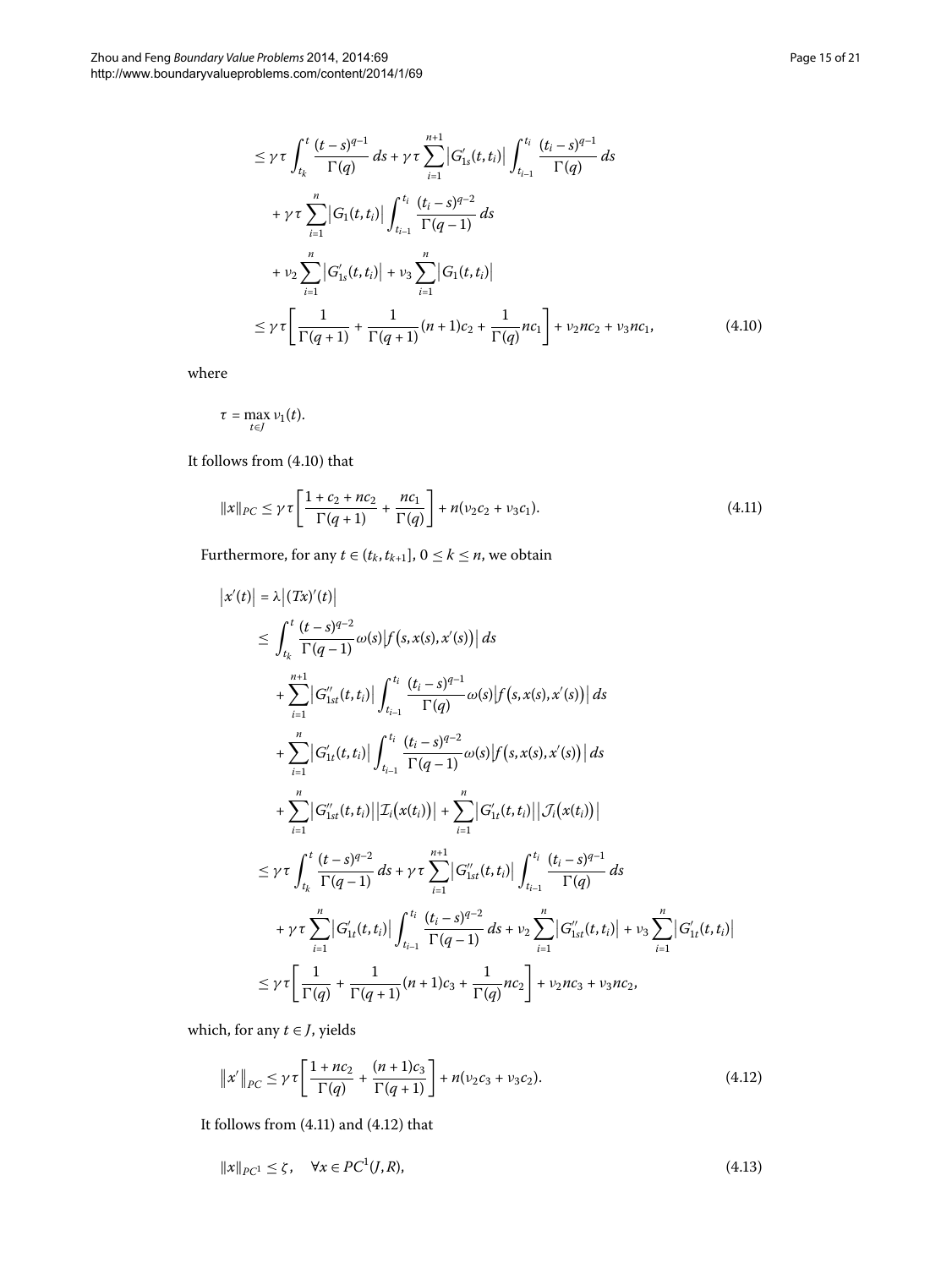$$
\begin{aligned}
&\leq \gamma\tau \int_{t_k}^{t} \frac{(t-s)^{q-1}}{\Gamma(q)}\,ds + \gamma\tau \sum_{i=1}^{n+1} \left|G'_{1s}(t,t_i)\right| \int_{t_{i-1}}^{t_i} \frac{(t_i-s)^{q-1}}{\Gamma(q)}\,ds \\
&\quad + \gamma\tau \sum_{i=1}^{n} \left|G_1(t,t_i)\right| \int_{t_{i-1}}^{t_i} \frac{(t_i-s)^{q-2}}{\Gamma(q-1)}\,ds \\
&\quad + \nu_2 \sum_{i=1}^{n} \left|G'_{1s}(t,t_i)\right| + \nu_3 \sum_{i=1}^{n} \left|G_1(t,t_i)\right| \\
&\leq \gamma\tau \left[\frac{1}{\Gamma(q+1)} + \frac{1}{\Gamma(q+1)}(n+1)c_2 + \frac{1}{\Gamma(q)}nc_1\right] + \nu_2 nc_2 + \nu_3 nc_1,
\end{aligned}
\tag{4.10}
$$

where

$$
\tau = \max_{t\in J} \nu_1(t).
$$

It follows from (4.10) that

$$
\|x\|_{PC} \leq \gamma\tau \left[\frac{1 + c_2 + nc_2}{\Gamma(q+1)} + \frac{nc_1}{\Gamma(q)}\right] + n(\nu_2 c_2 + \nu_3 c_1). \tag{4.11}
$$

Furthermore, for any $t \in (t_k, t_{k+1}]$, $0 \leq k \leq n$, we obtain

$$
\begin{aligned}
\left|x'(t)\right| &= \lambda \left|(Tx)'(t)\right| \\
&\leq \int_{t_k}^{t} \frac{(t-s)^{q-2}}{\Gamma(q-1)} \omega(s) \left|f(s,x(s),x'(s))\right|\,ds \\
&\quad + \sum_{i=1}^{n+1} \left|G''_{1st}(t,t_i)\right| \int_{t_{i-1}}^{t_i} \frac{(t_i-s)^{q-1}}{\Gamma(q)} \omega(s) \left|f(s,x(s),x'(s))\right|\,ds \\
&\quad + \sum_{i=1}^{n} \left|G'_{1t}(t,t_i)\right| \int_{t_{i-1}}^{t_i} \frac{(t_i-s)^{q-2}}{\Gamma(q-1)} \omega(s) \left|f(s,x(s),x'(s))\right|\,ds \\
&\quad + \sum_{i=1}^{n} \left|G''_{1st}(t,t_i)\right| \left|\mathcal{I}_i(x(t_i))\right| + \sum_{i=1}^{n} \left|G'_{1t}(t,t_i)\right| \left|\mathcal{J}_i(x(t_i))\right| \\
&\leq \gamma\tau \int_{t_k}^{t} \frac{(t-s)^{q-2}}{\Gamma(q-1)}\,ds + \gamma\tau \sum_{i=1}^{n+1} \left|G''_{1st}(t,t_i)\right| \int_{t_{i-1}}^{t_i} \frac{(t_i-s)^{q-1}}{\Gamma(q)}\,ds \\
&\quad + \gamma\tau \sum_{i=1}^{n} \left|G'_{1t}(t,t_i)\right| \int_{t_{i-1}}^{t_i} \frac{(t_i-s)^{q-2}}{\Gamma(q-1)}\,ds + \nu_2 \sum_{i=1}^{n} \left|G''_{1st}(t,t_i)\right| + \nu_3 \sum_{i=1}^{n} \left|G'_{1t}(t,t_i)\right| \\
&\leq \gamma\tau \left[\frac{1}{\Gamma(q)} + \frac{1}{\Gamma(q+1)}(n+1)c_3 + \frac{1}{\Gamma(q)}nc_2\right] + \nu_2 nc_3 + \nu_3 nc_2,
\end{aligned}
$$

which, for any $t \in J$, yields

$$
\left\|x'\right\|_{PC} \leq \gamma\tau \left[\frac{1 + nc_2}{\Gamma(q)} + \frac{(n+1)c_3}{\Gamma(q+1)}\right] + n(\nu_2 c_3 + \nu_3 c_2). \tag{4.12}
$$

It follows from (4.11) and (4.12) that

$$
\|x\|_{PC^1} \leq \zeta, \quad \forall x \in PC^1(J,R), \tag{4.13}
$$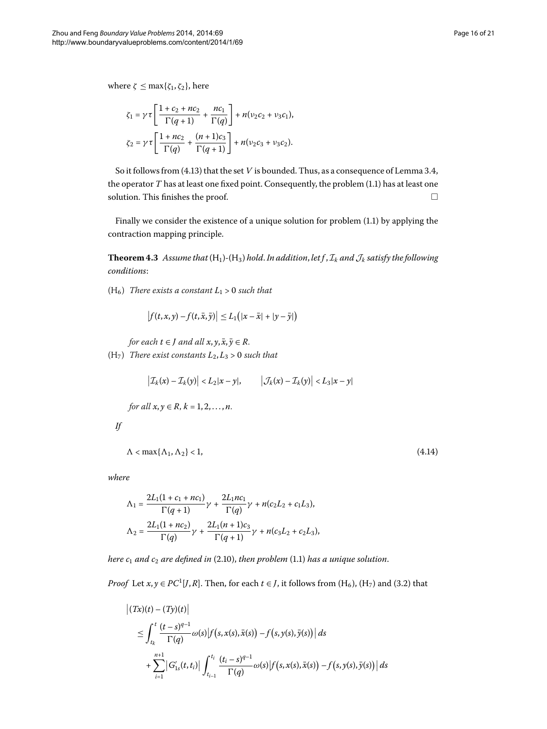where $\zeta \leq \max\{\zeta_1, \zeta_2\}$, here

$$\zeta_1 = \gamma\tau\left[\frac{1 + c_2 + nc_2}{\Gamma(q+1)} + \frac{nc_1}{\Gamma(q)}\right] + n(\nu_2 c_2 + \nu_3 c_1),$$

$$\zeta_2 = \gamma\tau\left[\frac{1 + nc_2}{\Gamma(q)} + \frac{(n+1)c_3}{\Gamma(q+1)}\right] + n(\nu_2 c_3 + \nu_3 c_2).$$

So it follows from (4.13) that the set $V$ is bounded. Thus, as a consequence of Lemma 3.4, the operator $T$ has at least one fixed point. Consequently, the problem (1.1) has at least one solution. This finishes the proof. □

Finally we consider the existence of a unique solution for problem (1.1) by applying the contraction mapping principle.

**Theorem 4.3** *Assume that* ($\mathrm{H}_1$)-($\mathrm{H}_3$) *hold. In addition, let* $f, \mathcal{I}_k$ *and* $\mathcal{J}_k$ *satisfy the following conditions*:

($\mathrm{H}_6$) *There exists a constant* $L_1 > 0$ *such that*

$$\left|f(t,x,y) - f(t,\bar{x},\bar{y})\right| \leq L_1\left(|x - \bar{x}| + |y - \bar{y}|\right)$$

*for each* $t \in J$ *and all* $x, y, \bar{x}, \bar{y} \in R$.

($\mathrm{H}_7$) *There exist constants* $L_2, L_3 > 0$ *such that*

$$\left|\mathcal{I}_k(x) - \mathcal{I}_k(y)\right| < L_2|x - y|, \qquad \left|\mathcal{J}_k(x) - \mathcal{I}_k(y)\right| < L_3|x - y|$$

*for all* $x, y \in R$, $k = 1, 2, \ldots, n$.

*If*

$$\Lambda < \max\{\Lambda_1, \Lambda_2\} < 1, \tag{4.14}$$

*where*

$$\Lambda_1 = \frac{2L_1(1 + c_1 + nc_1)}{\Gamma(q+1)}\gamma + \frac{2L_1 nc_1}{\Gamma(q)}\gamma + n(c_2 L_2 + c_1 L_3),$$

$$\Lambda_2 = \frac{2L_1(1 + nc_2)}{\Gamma(q)}\gamma + \frac{2L_1(n+1)c_3}{\Gamma(q+1)}\gamma + n(c_3 L_2 + c_2 L_3),$$

*here* $c_1$ *and* $c_2$ *are defined in* (2.10), *then problem* (1.1) *has a unique solution*.

*Proof* Let $x, y \in PC^1[J, R]$. Then, for each $t \in J$, it follows from ($\mathrm{H}_6$), ($\mathrm{H}_7$) and (3.2) that

$$\begin{aligned}
&\left|(Tx)(t) - (Ty)(t)\right| \\
&\quad\leq \int_{t_k}^{t} \frac{(t-s)^{q-1}}{\Gamma(q)}\omega(s)\left|f\left(s, x(s), \bar{x}(s)\right) - f\left(s, y(s), \bar{y}(s)\right)\right| ds \\
&\quad\quad + \sum_{i=1}^{n+1}\left|G'_{1s}(t, t_i)\right| \int_{t_{i-1}}^{t_i} \frac{(t_i - s)^{q-1}}{\Gamma(q)}\omega(s)\left|f\left(s, x(s), \bar{x}(s)\right) - f\left(s, y(s), \bar{y}(s)\right)\right| ds
\end{aligned}$$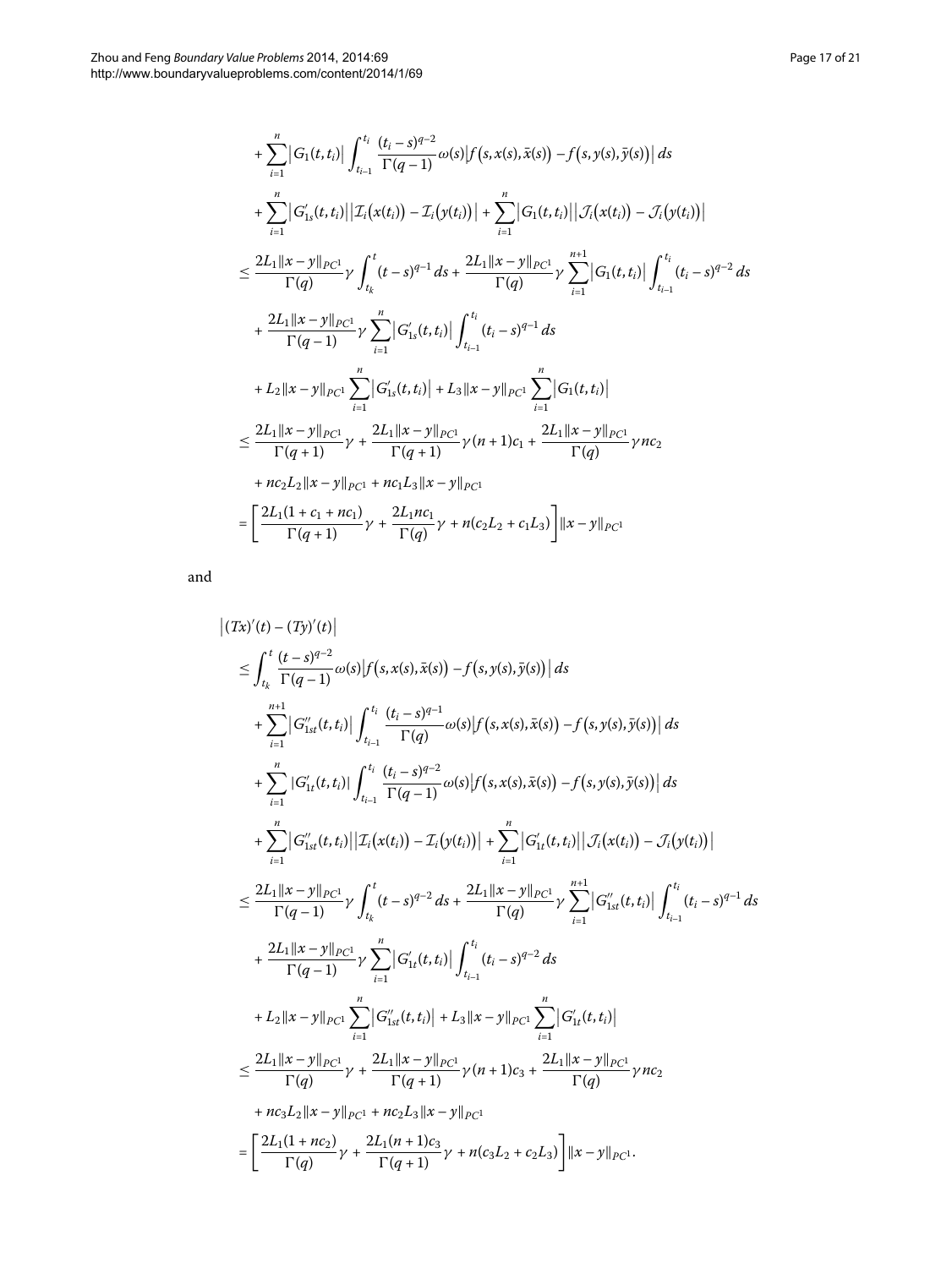$$
\begin{aligned}
&+\sum_{i=1}^{n}\left|G_1(t,t_i)\right|\int_{t_{i-1}}^{t_i}\frac{(t_i-s)^{q-2}}{\Gamma(q-1)}\omega(s)\left|f\left(s,x(s),\bar{x}(s)\right)-f\left(s,y(s),\bar{y}(s)\right)\right|ds\\
&+\sum_{i=1}^{n}\left|G'_{1s}(t,t_i)\right|\left|\mathcal{I}_i\left(x(t_i)\right)-\mathcal{I}_i\left(y(t_i)\right)\right|+\sum_{i=1}^{n}\left|G_1(t,t_i)\right|\left|\mathcal{J}_i\left(x(t_i)\right)-\mathcal{J}_i\left(y(t_i)\right)\right|\\
&\le\frac{2L_1\|x-y\|_{PC^1}}{\Gamma(q)}\gamma\int_{t_k}^{t}(t-s)^{q-1}\,ds+\frac{2L_1\|x-y\|_{PC^1}}{\Gamma(q)}\gamma\sum_{i=1}^{n+1}\left|G_1(t,t_i)\right|\int_{t_{i-1}}^{t_i}(t_i-s)^{q-2}\,ds\\
&\quad+\frac{2L_1\|x-y\|_{PC^1}}{\Gamma(q-1)}\gamma\sum_{i=1}^{n}\left|G'_{1s}(t,t_i)\right|\int_{t_{i-1}}^{t_i}(t_i-s)^{q-1}\,ds\\
&\quad+L_2\|x-y\|_{PC^1}\sum_{i=1}^{n}\left|G'_{1s}(t,t_i)\right|+L_3\|x-y\|_{PC^1}\sum_{i=1}^{n}\left|G_1(t,t_i)\right|\\
&\le\frac{2L_1\|x-y\|_{PC^1}}{\Gamma(q+1)}\gamma+\frac{2L_1\|x-y\|_{PC^1}}{\Gamma(q+1)}\gamma(n+1)c_1+\frac{2L_1\|x-y\|_{PC^1}}{\Gamma(q)}\gamma nc_2\\
&\quad+nc_2L_2\|x-y\|_{PC^1}+nc_1L_3\|x-y\|_{PC^1}\\
&=\left[\frac{2L_1(1+c_1+nc_1)}{\Gamma(q+1)}\gamma+\frac{2L_1nc_1}{\Gamma(q)}\gamma+n(c_2L_2+c_1L_3)\right]\|x-y\|_{PC^1}
\end{aligned}
$$

and

$$
\begin{aligned}
&\left|(Tx)'(t)-(Ty)'(t)\right|\\
&\le\int_{t_k}^{t}\frac{(t-s)^{q-2}}{\Gamma(q-1)}\omega(s)\left|f\left(s,x(s),\bar{x}(s)\right)-f\left(s,y(s),\bar{y}(s)\right)\right|ds\\
&\quad+\sum_{i=1}^{n+1}\left|G''_{1st}(t,t_i)\right|\int_{t_{i-1}}^{t_i}\frac{(t_i-s)^{q-1}}{\Gamma(q)}\omega(s)\left|f\left(s,x(s),\bar{x}(s)\right)-f\left(s,y(s),\bar{y}(s)\right)\right|ds\\
&\quad+\sum_{i=1}^{n}\left|G'_{1t}(t,t_i)\right|\int_{t_{i-1}}^{t_i}\frac{(t_i-s)^{q-2}}{\Gamma(q-1)}\omega(s)\left|f\left(s,x(s),\bar{x}(s)\right)-f\left(s,y(s),\bar{y}(s)\right)\right|ds\\
&\quad+\sum_{i=1}^{n}\left|G''_{1st}(t,t_i)\right|\left|\mathcal{I}_i\left(x(t_i)\right)-\mathcal{I}_i\left(y(t_i)\right)\right|+\sum_{i=1}^{n}\left|G'_{1t}(t,t_i)\right|\left|\mathcal{J}_i\left(x(t_i)\right)-\mathcal{J}_i\left(y(t_i)\right)\right|\\
&\le\frac{2L_1\|x-y\|_{PC^1}}{\Gamma(q-1)}\gamma\int_{t_k}^{t}(t-s)^{q-2}\,ds+\frac{2L_1\|x-y\|_{PC^1}}{\Gamma(q)}\gamma\sum_{i=1}^{n+1}\left|G''_{1st}(t,t_i)\right|\int_{t_{i-1}}^{t_i}(t_i-s)^{q-1}\,ds\\
&\quad+\frac{2L_1\|x-y\|_{PC^1}}{\Gamma(q-1)}\gamma\sum_{i=1}^{n}\left|G'_{1t}(t,t_i)\right|\int_{t_{i-1}}^{t_i}(t_i-s)^{q-2}\,ds\\
&\quad+L_2\|x-y\|_{PC^1}\sum_{i=1}^{n}\left|G''_{1st}(t,t_i)\right|+L_3\|x-y\|_{PC^1}\sum_{i=1}^{n}\left|G'_{1t}(t,t_i)\right|\\
&\le\frac{2L_1\|x-y\|_{PC^1}}{\Gamma(q)}\gamma+\frac{2L_1\|x-y\|_{PC^1}}{\Gamma(q+1)}\gamma(n+1)c_3+\frac{2L_1\|x-y\|_{PC^1}}{\Gamma(q)}\gamma nc_2\\
&\quad+nc_3L_2\|x-y\|_{PC^1}+nc_2L_3\|x-y\|_{PC^1}\\
&=\left[\frac{2L_1(1+nc_2)}{\Gamma(q)}\gamma+\frac{2L_1(n+1)c_3}{\Gamma(q+1)}\gamma+n(c_3L_2+c_2L_3)\right]\|x-y\|_{PC^1}.
\end{aligned}
$$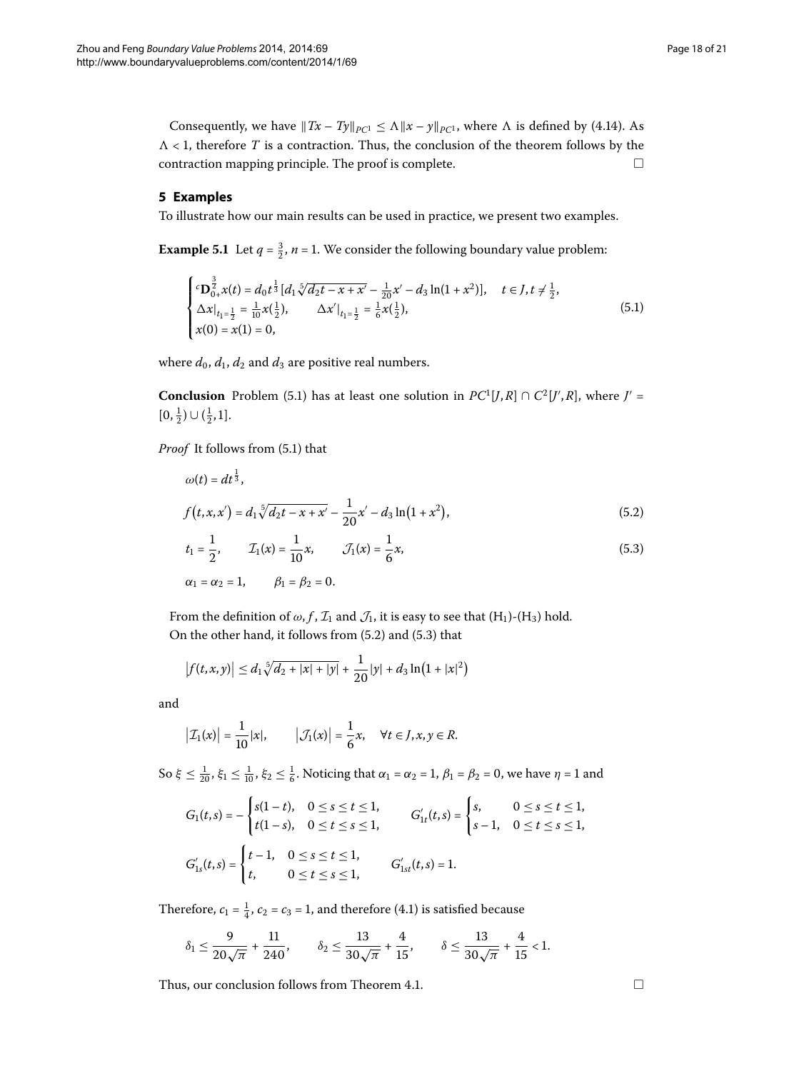Consequently, we have $\|Tx - Ty\|_{PC^1} \leq \Lambda \|x - y\|_{PC^1}$, where $\Lambda$ is defined by (4.14). As $\Lambda < 1$, therefore $T$ is a contraction. Thus, the conclusion of the theorem follows by the contraction mapping principle. The proof is complete. □

## 5 Examples

To illustrate how our main results can be used in practice, we present two examples.

**Example 5.1** Let $q = \frac{3}{2}$, $n = 1$. We consider the following boundary value problem:

$$\begin{cases} {}^c\mathbf{D}_{0^+}^{\frac{3}{2}} x(t) = d_0 t^{\frac{1}{3}} [d_1 \sqrt[5]{d_2 t - x + x'} - \frac{1}{20} x' - d_3 \ln(1 + x^2)], & t \in J, t \neq \frac{1}{2}, \\ \Delta x|_{t_1 = \frac{1}{2}} = \frac{1}{10} x(\frac{1}{2}), \qquad \Delta x'|_{t_1 = \frac{1}{2}} = \frac{1}{6} x(\frac{1}{2}), \\ x(0) = x(1) = 0, \end{cases} \tag{5.1}$$

where $d_0$, $d_1$, $d_2$ and $d_3$ are positive real numbers.

**Conclusion** Problem (5.1) has at least one solution in $PC^1[J, R] \cap C^2[J', R]$, where $J' = [0, \frac{1}{2}) \cup (\frac{1}{2}, 1]$.

*Proof* It follows from (5.1) that

$$\omega(t) = d t^{\frac{1}{3}},$$

$$f(t, x, x') = d_1 \sqrt[5]{d_2 t - x + x'} - \frac{1}{20} x' - d_3 \ln(1 + x^2), \tag{5.2}$$

$$t_1 = \frac{1}{2}, \qquad \mathcal{I}_1(x) = \frac{1}{10} x, \qquad \mathcal{J}_1(x) = \frac{1}{6} x, \tag{5.3}$$

$$\alpha_1 = \alpha_2 = 1, \qquad \beta_1 = \beta_2 = 0.$$

From the definition of $\omega, f, \mathcal{I}_1$ and $\mathcal{J}_1$, it is easy to see that $(H_1)$-$(H_3)$ hold.

On the other hand, it follows from (5.2) and (5.3) that

$$|f(t, x, y)| \leq d_1 \sqrt[5]{d_2 + |x| + |y|} + \frac{1}{20} |y| + d_3 \ln(1 + |x|^2)$$

and

$$|\mathcal{I}_1(x)| = \frac{1}{10} |x|, \qquad |\mathcal{J}_1(x)| = \frac{1}{6} x, \quad \forall t \in J, x, y \in R.$$

So $\xi \leq \frac{1}{20}$, $\xi_1 \leq \frac{1}{10}$, $\xi_2 \leq \frac{1}{6}$. Noticing that $\alpha_1 = \alpha_2 = 1$, $\beta_1 = \beta_2 = 0$, we have $\eta = 1$ and

$$G_1(t, s) = -\begin{cases} s(1 - t), & 0 \leq s \leq t \leq 1, \\ t(1 - s), & 0 \leq t \leq s \leq 1, \end{cases} \qquad G'_{1t}(t, s) = \begin{cases} s, & 0 \leq s \leq t \leq 1, \\ s - 1, & 0 \leq t \leq s \leq 1, \end{cases}$$

$$G'_{1s}(t, s) = \begin{cases} t - 1, & 0 \leq s \leq t \leq 1, \\ t, & 0 \leq t \leq s \leq 1, \end{cases} \qquad G'_{1st}(t, s) = 1.$$

Therefore, $c_1 = \frac{1}{4}$, $c_2 = c_3 = 1$, and therefore (4.1) is satisfied because

$$\delta_1 \leq \frac{9}{20\sqrt{\pi}} + \frac{11}{240}, \qquad \delta_2 \leq \frac{13}{30\sqrt{\pi}} + \frac{4}{15}, \qquad \delta \leq \frac{13}{30\sqrt{\pi}} + \frac{4}{15} < 1.$$

Thus, our conclusion follows from Theorem 4.1. □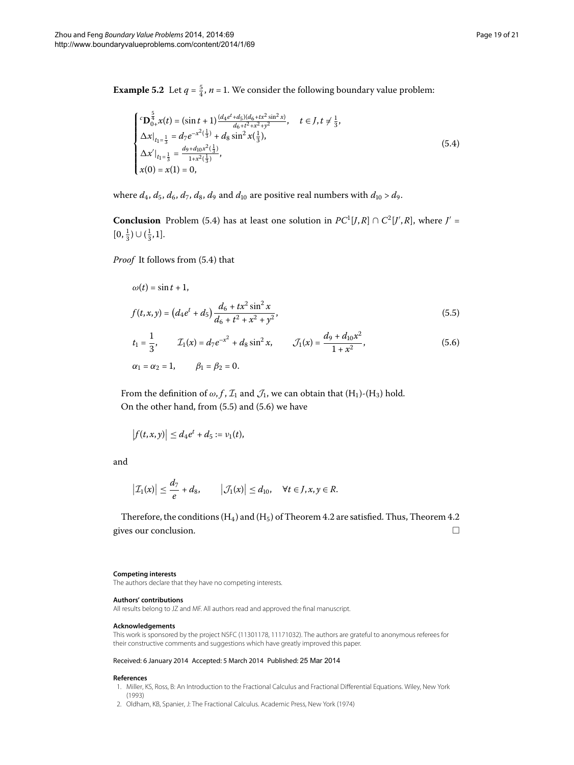**Example 5.2** Let $q = \frac{5}{4}$, $n = 1$. We consider the following boundary value problem:

$$\begin{cases} {}^c\mathbf{D}_{0^+}^{\frac{5}{4}} x(t) = (\sin t + 1)\frac{(d_4 e^t + d_5)(d_6 + tx^2 \sin^2 x)}{d_6 + t^2 + x^2 + y^2}, & t \in J, t \neq \frac{1}{3}, \\ \Delta x|_{t_1 = \frac{1}{3}} = d_7 e^{-x^2(\frac{1}{3})} + d_8 \sin^2 x(\frac{1}{3}), \\ \Delta x'|_{t_1 = \frac{1}{3}} = \frac{d_9 + d_{10} x^2(\frac{1}{3})}{1 + x^2(\frac{1}{3})}, \\ x(0) = x(1) = 0, \end{cases} \tag{5.4}$$

where $d_4$, $d_5$, $d_6$, $d_7$, $d_8$, $d_9$ and $d_{10}$ are positive real numbers with $d_{10} > d_9$.

**Conclusion** Problem (5.4) has at least one solution in $PC^1[J,R] \cap C^2[J',R]$, where $J' = [0, \frac{1}{3}) \cup (\frac{1}{3}, 1]$.

*Proof* It follows from (5.4) that

$$\omega(t) = \sin t + 1,$$

$$f(t,x,y) = \left(d_4 e^t + d_5\right) \frac{d_6 + tx^2 \sin^2 x}{d_6 + t^2 + x^2 + y^2}, \tag{5.5}$$

$$t_1 = \frac{1}{3}, \qquad \mathcal{I}_1(x) = d_7 e^{-x^2} + d_8 \sin^2 x, \qquad \mathcal{J}_1(x) = \frac{d_9 + d_{10} x^2}{1 + x^2}, \tag{5.6}$$

$$\alpha_1 = \alpha_2 = 1, \qquad \beta_1 = \beta_2 = 0.$$

From the definition of $\omega, f, \mathcal{I}_1$ and $\mathcal{J}_1$, we can obtain that ($H_1$)-($H_3$) hold.

On the other hand, from (5.5) and (5.6) we have

$$\left|f(t,x,y)\right| \leq d_4 e^t + d_5 := \nu_1(t),$$

and

$$\left|\mathcal{I}_1(x)\right| \leq \frac{d_7}{e} + d_8, \qquad \left|\mathcal{J}_1(x)\right| \leq d_{10}, \quad \forall t \in J, x, y \in R.$$

Therefore, the conditions ($H_4$) and ($H_5$) of Theorem 4.2 are satisfied. Thus, Theorem 4.2 gives our conclusion. □

#### Competing interests

The authors declare that they have no competing interests.

#### Authors' contributions

All results belong to JZ and MF. All authors read and approved the final manuscript.

#### Acknowledgements

This work is sponsored by the project NSFC (11301178, 11171032). The authors are grateful to anonymous referees for their constructive comments and suggestions which have greatly improved this paper.

Received: 6 January 2014 Accepted: 5 March 2014 Published: 25 Mar 2014

#### References

1. Miller, KS, Ross, B: An Introduction to the Fractional Calculus and Fractional Differential Equations. Wiley, New York (1993)
2. Oldham, KB, Spanier, J: The Fractional Calculus. Academic Press, New York (1974)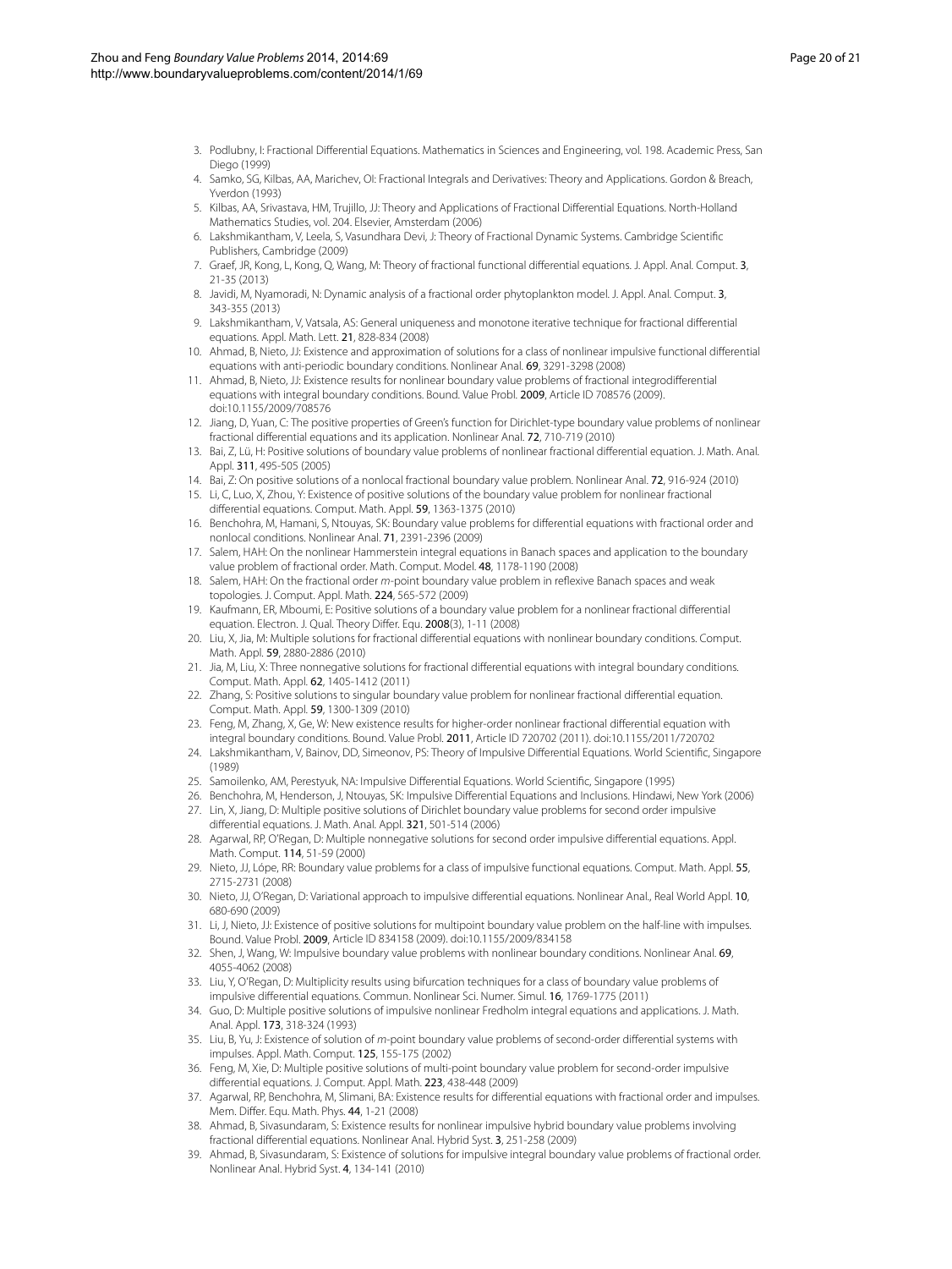3. Podlubny, I: Fractional Differential Equations. Mathematics in Sciences and Engineering, vol. 198. Academic Press, San Diego (1999)
4. Samko, SG, Kilbas, AA, Marichev, OI: Fractional Integrals and Derivatives: Theory and Applications. Gordon & Breach, Yverdon (1993)
5. Kilbas, AA, Srivastava, HM, Trujillo, JJ: Theory and Applications of Fractional Differential Equations. North-Holland Mathematics Studies, vol. 204. Elsevier, Amsterdam (2006)
6. Lakshmikantham, V, Leela, S, Vasundhara Devi, J: Theory of Fractional Dynamic Systems. Cambridge Scientific Publishers, Cambridge (2009)
7. Graef, JR, Kong, L, Kong, Q, Wang, M: Theory of fractional functional differential equations. J. Appl. Anal. Comput. **3**, 21-35 (2013)
8. Javidi, M, Nyamoradi, N: Dynamic analysis of a fractional order phytoplankton model. J. Appl. Anal. Comput. **3**, 343-355 (2013)
9. Lakshmikantham, V, Vatsala, AS: General uniqueness and monotone iterative technique for fractional differential equations. Appl. Math. Lett. **21**, 828-834 (2008)
10. Ahmad, B, Nieto, JJ: Existence and approximation of solutions for a class of nonlinear impulsive functional differential equations with anti-periodic boundary conditions. Nonlinear Anal. **69**, 3291-3298 (2008)
11. Ahmad, B, Nieto, JJ: Existence results for nonlinear boundary value problems of fractional integrodifferential equations with integral boundary conditions. Bound. Value Probl. **2009**, Article ID 708576 (2009). doi:10.1155/2009/708576
12. Jiang, D, Yuan, C: The positive properties of Green's function for Dirichlet-type boundary value problems of nonlinear fractional differential equations and its application. Nonlinear Anal. **72**, 710-719 (2010)
13. Bai, Z, Lü, H: Positive solutions of boundary value problems of nonlinear fractional differential equation. J. Math. Anal. Appl. **311**, 495-505 (2005)
14. Bai, Z: On positive solutions of a nonlocal fractional boundary value problem. Nonlinear Anal. **72**, 916-924 (2010)
15. Li, C, Luo, X, Zhou, Y: Existence of positive solutions of the boundary value problem for nonlinear fractional differential equations. Comput. Math. Appl. **59**, 1363-1375 (2010)
16. Benchohra, M, Hamani, S, Ntouyas, SK: Boundary value problems for differential equations with fractional order and nonlocal conditions. Nonlinear Anal. **71**, 2391-2396 (2009)
17. Salem, HAH: On the nonlinear Hammerstein integral equations in Banach spaces and application to the boundary value problem of fractional order. Math. Comput. Model. **48**, 1178-1190 (2008)
18. Salem, HAH: On the fractional order *m*-point boundary value problem in reflexive Banach spaces and weak topologies. J. Comput. Appl. Math. **224**, 565-572 (2009)
19. Kaufmann, ER, Mboumi, E: Positive solutions of a boundary value problem for a nonlinear fractional differential equation. Electron. J. Qual. Theory Differ. Equ. **2008**(3), 1-11 (2008)
20. Liu, X, Jia, M: Multiple solutions for fractional differential equations with nonlinear boundary conditions. Comput. Math. Appl. **59**, 2880-2886 (2010)
21. Jia, M, Liu, X: Three nonnegative solutions for fractional differential equations with integral boundary conditions. Comput. Math. Appl. **62**, 1405-1412 (2011)
22. Zhang, S: Positive solutions to singular boundary value problem for nonlinear fractional differential equation. Comput. Math. Appl. **59**, 1300-1309 (2010)
23. Feng, M, Zhang, X, Ge, W: New existence results for higher-order nonlinear fractional differential equation with integral boundary conditions. Bound. Value Probl. **2011**, Article ID 720702 (2011). doi:10.1155/2011/720702
24. Lakshmikantham, V, Bainov, DD, Simeonov, PS: Theory of Impulsive Differential Equations. World Scientific, Singapore (1989)
25. Samoilenko, AM, Perestyuk, NA: Impulsive Differential Equations. World Scientific, Singapore (1995)
26. Benchohra, M, Henderson, J, Ntouyas, SK: Impulsive Differential Equations and Inclusions. Hindawi, New York (2006)
27. Lin, X, Jiang, D: Multiple positive solutions of Dirichlet boundary value problems for second order impulsive differential equations. J. Math. Anal. Appl. **321**, 501-514 (2006)
28. Agarwal, RP, O'Regan, D: Multiple nonnegative solutions for second order impulsive differential equations. Appl. Math. Comput. **114**, 51-59 (2000)
29. Nieto, JJ, Lópe, RR: Boundary value problems for a class of impulsive functional equations. Comput. Math. Appl. **55**, 2715-2731 (2008)
30. Nieto, JJ, O'Regan, D: Variational approach to impulsive differential equations. Nonlinear Anal., Real World Appl. **10**, 680-690 (2009)
31. Li, J, Nieto, JJ: Existence of positive solutions for multipoint boundary value problem on the half-line with impulses. Bound. Value Probl. **2009**, Article ID 834158 (2009). doi:10.1155/2009/834158
32. Shen, J, Wang, W: Impulsive boundary value problems with nonlinear boundary conditions. Nonlinear Anal. **69**, 4055-4062 (2008)
33. Liu, Y, O'Regan, D: Multiplicity results using bifurcation techniques for a class of boundary value problems of impulsive differential equations. Commun. Nonlinear Sci. Numer. Simul. **16**, 1769-1775 (2011)
34. Guo, D: Multiple positive solutions of impulsive nonlinear Fredholm integral equations and applications. J. Math. Anal. Appl. **173**, 318-324 (1993)
35. Liu, B, Yu, J: Existence of solution of *m*-point boundary value problems of second-order differential systems with impulses. Appl. Math. Comput. **125**, 155-175 (2002)
36. Feng, M, Xie, D: Multiple positive solutions of multi-point boundary value problem for second-order impulsive differential equations. J. Comput. Appl. Math. **223**, 438-448 (2009)
37. Agarwal, RP, Benchohra, M, Slimani, BA: Existence results for differential equations with fractional order and impulses. Mem. Differ. Equ. Math. Phys. **44**, 1-21 (2008)
38. Ahmad, B, Sivasundaram, S: Existence results for nonlinear impulsive hybrid boundary value problems involving fractional differential equations. Nonlinear Anal. Hybrid Syst. **3**, 251-258 (2009)
39. Ahmad, B, Sivasundaram, S: Existence of solutions for impulsive integral boundary value problems of fractional order. Nonlinear Anal. Hybrid Syst. **4**, 134-141 (2010)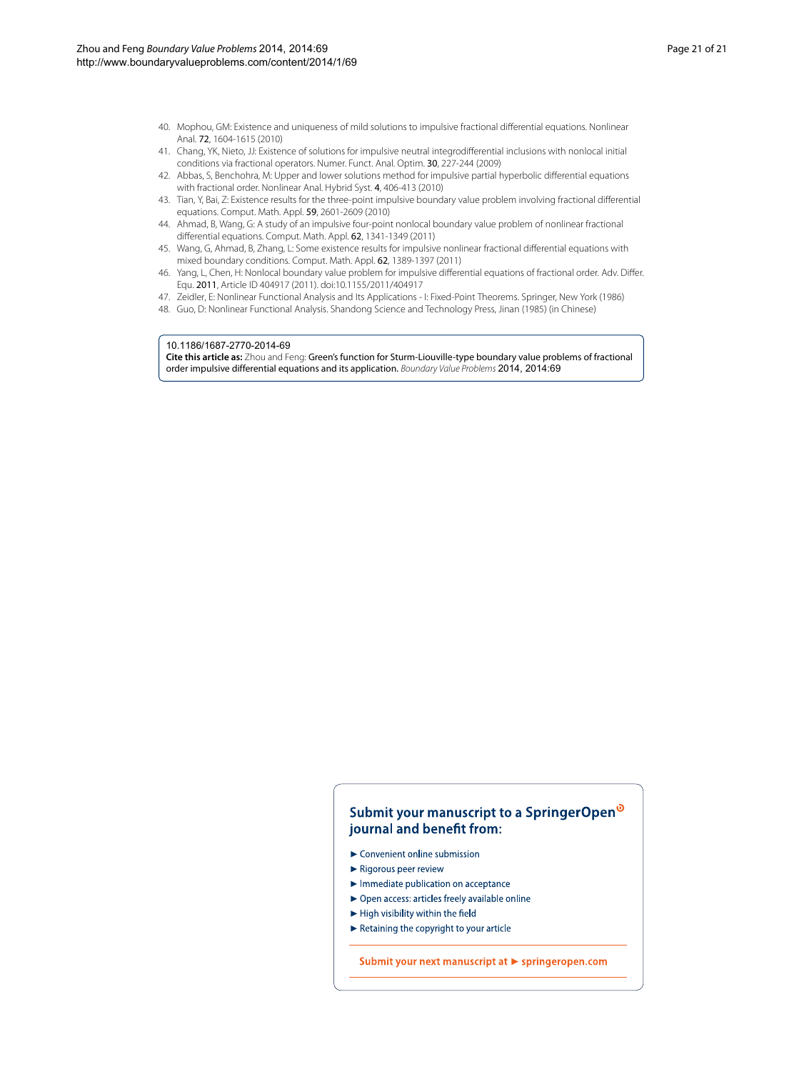40. Mophou, GM: Existence and uniqueness of mild solutions to impulsive fractional differential equations. Nonlinear Anal. **72**, 1604-1615 (2010)
41. Chang, YK, Nieto, JJ: Existence of solutions for impulsive neutral integrodifferential inclusions with nonlocal initial conditions via fractional operators. Numer. Funct. Anal. Optim. **30**, 227-244 (2009)
42. Abbas, S, Benchohra, M: Upper and lower solutions method for impulsive partial hyperbolic differential equations with fractional order. Nonlinear Anal. Hybrid Syst. **4**, 406-413 (2010)
43. Tian, Y, Bai, Z: Existence results for the three-point impulsive boundary value problem involving fractional differential equations. Comput. Math. Appl. **59**, 2601-2609 (2010)
44. Ahmad, B, Wang, G: A study of an impulsive four-point nonlocal boundary value problem of nonlinear fractional differential equations. Comput. Math. Appl. **62**, 1341-1349 (2011)
45. Wang, G, Ahmad, B, Zhang, L: Some existence results for impulsive nonlinear fractional differential equations with mixed boundary conditions. Comput. Math. Appl. **62**, 1389-1397 (2011)
46. Yang, L, Chen, H: Nonlocal boundary value problem for impulsive differential equations of fractional order. Adv. Differ. Equ. **2011**, Article ID 404917 (2011). doi:10.1155/2011/404917
47. Zeidler, E: Nonlinear Functional Analysis and Its Applications - I: Fixed-Point Theorems. Springer, New York (1986)
48. Guo, D: Nonlinear Functional Analysis. Shandong Science and Technology Press, Jinan (1985) (in Chinese)

10.1186/1687-2770-2014-69

**Cite this article as:** Zhou and Feng: Green's function for Sturm-Liouville-type boundary value problems of fractional order impulsive differential equations and its application. *Boundary Value Problems* 2014, 2014:69

**Submit your manuscript to a SpringerOpen journal and benefit from:**

- ► Convenient online submission
- ► Rigorous peer review
- ► Immediate publication on acceptance
- ► Open access: articles freely available online
- ► High visibility within the field
- ► Retaining the copyright to your article

**Submit your next manuscript at ► springeropen.com**